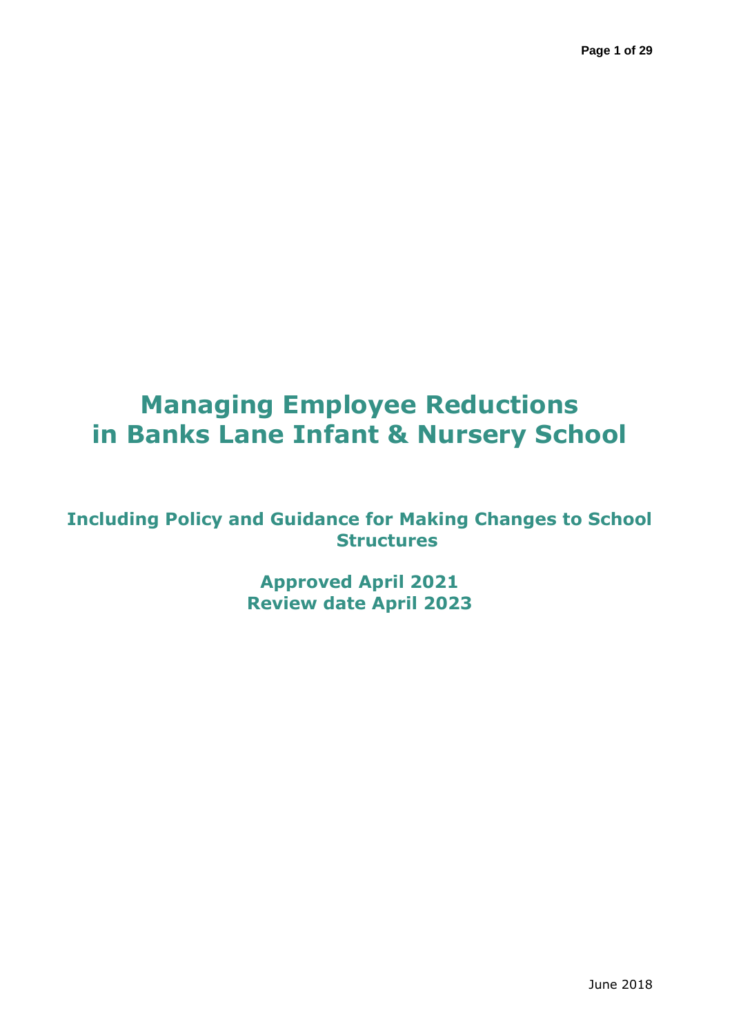# Managing Employee Reductions in Banks Lane Infant & Nursery School

## Including Policy and Guidance for Making Changes to School Structures

**Approved April 2021**
**Review date April 2023**

June 2018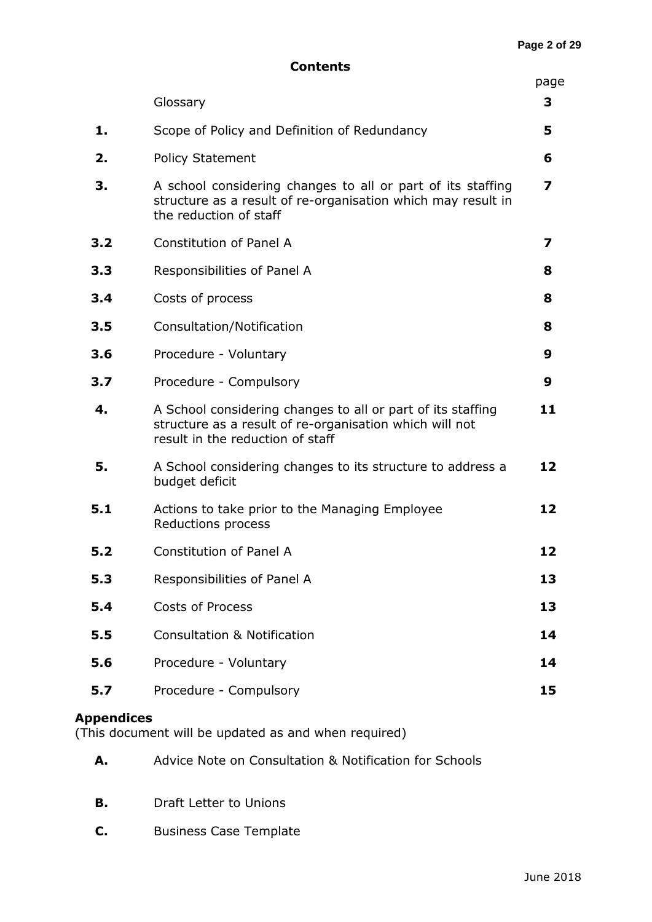## Contents

| | | page |
|---|---|---|
| | Glossary | **3** |
| **1.** | Scope of Policy and Definition of Redundancy | **5** |
| **2.** | Policy Statement | **6** |
| **3.** | A school considering changes to all or part of its staffing structure as a result of re-organisation which may result in the reduction of staff | **7** |
| **3.2** | Constitution of Panel A | **7** |
| **3.3** | Responsibilities of Panel A | **8** |
| **3.4** | Costs of process | **8** |
| **3.5** | Consultation/Notification | **8** |
| **3.6** | Procedure - Voluntary | **9** |
| **3.7** | Procedure - Compulsory | **9** |
| **4.** | A School considering changes to all or part of its staffing structure as a result of re-organisation which will not result in the reduction of staff | **11** |
| **5.** | A School considering changes to its structure to address a budget deficit | **12** |
| **5.1** | Actions to take prior to the Managing Employee Reductions process | **12** |
| **5.2** | Constitution of Panel A | **12** |
| **5.3** | Responsibilities of Panel A | **13** |
| **5.4** | Costs of Process | **13** |
| **5.5** | Consultation & Notification | **14** |
| **5.6** | Procedure - Voluntary | **14** |
| **5.7** | Procedure - Compulsory | **15** |

**Appendices**
(This document will be updated as and when required)

| | |
|---|---|
| **A.** | Advice Note on Consultation & Notification for Schools |
| **B.** | Draft Letter to Unions |
| **C.** | Business Case Template |

June 2018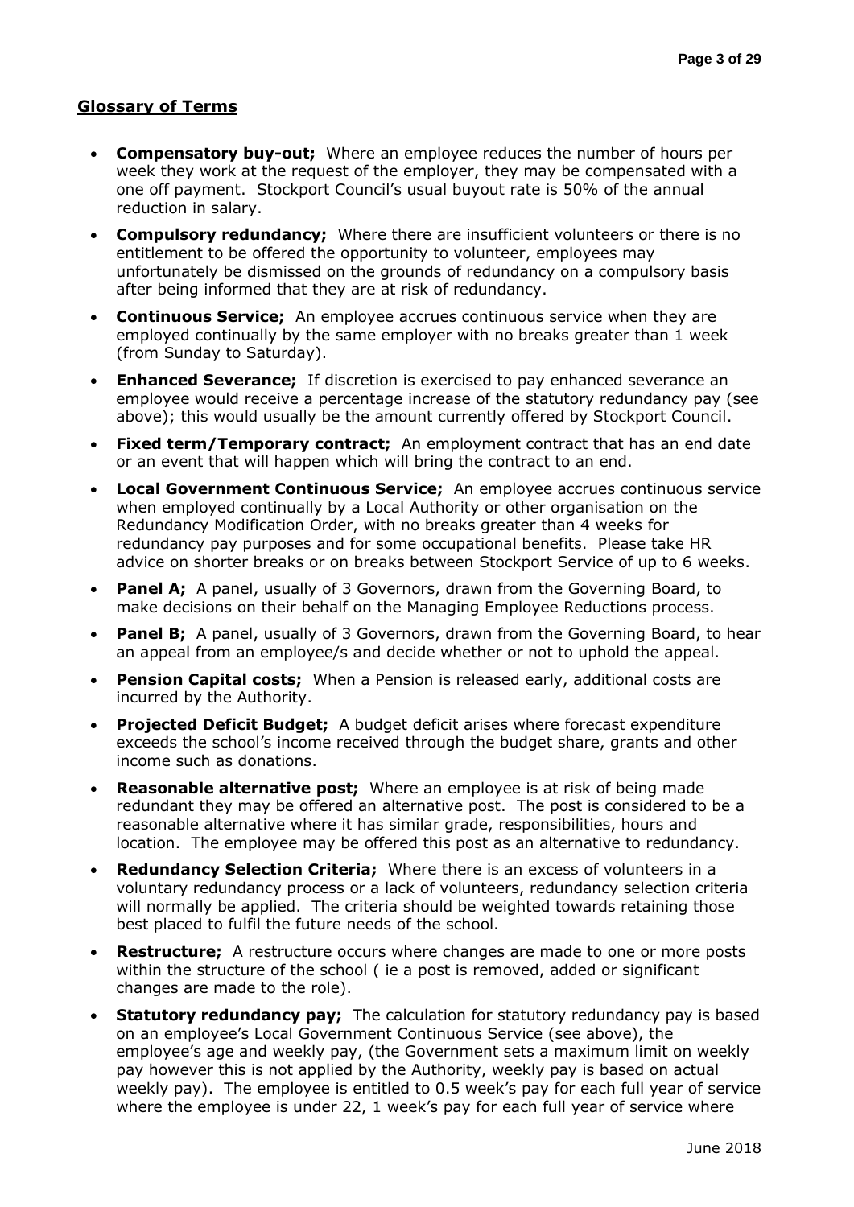## Glossary of Terms

- **Compensatory buy-out;** Where an employee reduces the number of hours per week they work at the request of the employer, they may be compensated with a one off payment. Stockport Council's usual buyout rate is 50% of the annual reduction in salary.
- **Compulsory redundancy;** Where there are insufficient volunteers or there is no entitlement to be offered the opportunity to volunteer, employees may unfortunately be dismissed on the grounds of redundancy on a compulsory basis after being informed that they are at risk of redundancy.
- **Continuous Service;** An employee accrues continuous service when they are employed continually by the same employer with no breaks greater than 1 week (from Sunday to Saturday).
- **Enhanced Severance;** If discretion is exercised to pay enhanced severance an employee would receive a percentage increase of the statutory redundancy pay (see above); this would usually be the amount currently offered by Stockport Council.
- **Fixed term/Temporary contract;** An employment contract that has an end date or an event that will happen which will bring the contract to an end.
- **Local Government Continuous Service;** An employee accrues continuous service when employed continually by a Local Authority or other organisation on the Redundancy Modification Order, with no breaks greater than 4 weeks for redundancy pay purposes and for some occupational benefits. Please take HR advice on shorter breaks or on breaks between Stockport Service of up to 6 weeks.
- **Panel A;** A panel, usually of 3 Governors, drawn from the Governing Board, to make decisions on their behalf on the Managing Employee Reductions process.
- **Panel B;** A panel, usually of 3 Governors, drawn from the Governing Board, to hear an appeal from an employee/s and decide whether or not to uphold the appeal.
- **Pension Capital costs;** When a Pension is released early, additional costs are incurred by the Authority.
- **Projected Deficit Budget;** A budget deficit arises where forecast expenditure exceeds the school's income received through the budget share, grants and other income such as donations.
- **Reasonable alternative post;** Where an employee is at risk of being made redundant they may be offered an alternative post. The post is considered to be a reasonable alternative where it has similar grade, responsibilities, hours and location. The employee may be offered this post as an alternative to redundancy.
- **Redundancy Selection Criteria;** Where there is an excess of volunteers in a voluntary redundancy process or a lack of volunteers, redundancy selection criteria will normally be applied. The criteria should be weighted towards retaining those best placed to fulfil the future needs of the school.
- **Restructure;** A restructure occurs where changes are made to one or more posts within the structure of the school ( ie a post is removed, added or significant changes are made to the role).
- **Statutory redundancy pay;** The calculation for statutory redundancy pay is based on an employee's Local Government Continuous Service (see above), the employee's age and weekly pay, (the Government sets a maximum limit on weekly pay however this is not applied by the Authority, weekly pay is based on actual weekly pay). The employee is entitled to 0.5 week's pay for each full year of service where the employee is under 22, 1 week's pay for each full year of service where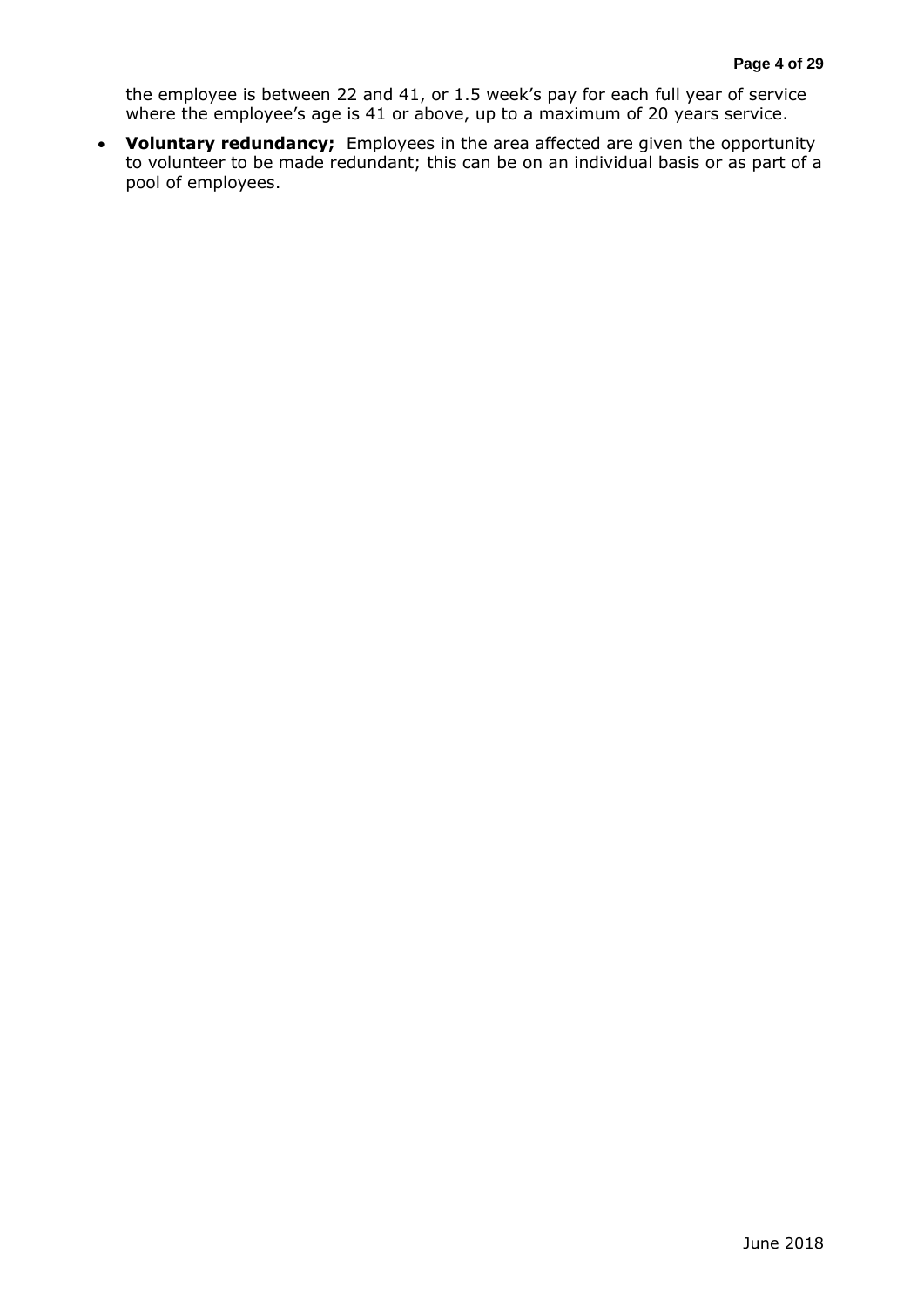the employee is between 22 and 41, or 1.5 week's pay for each full year of service where the employee's age is 41 or above, up to a maximum of 20 years service.

- **Voluntary redundancy;** Employees in the area affected are given the opportunity to volunteer to be made redundant; this can be on an individual basis or as part of a pool of employees.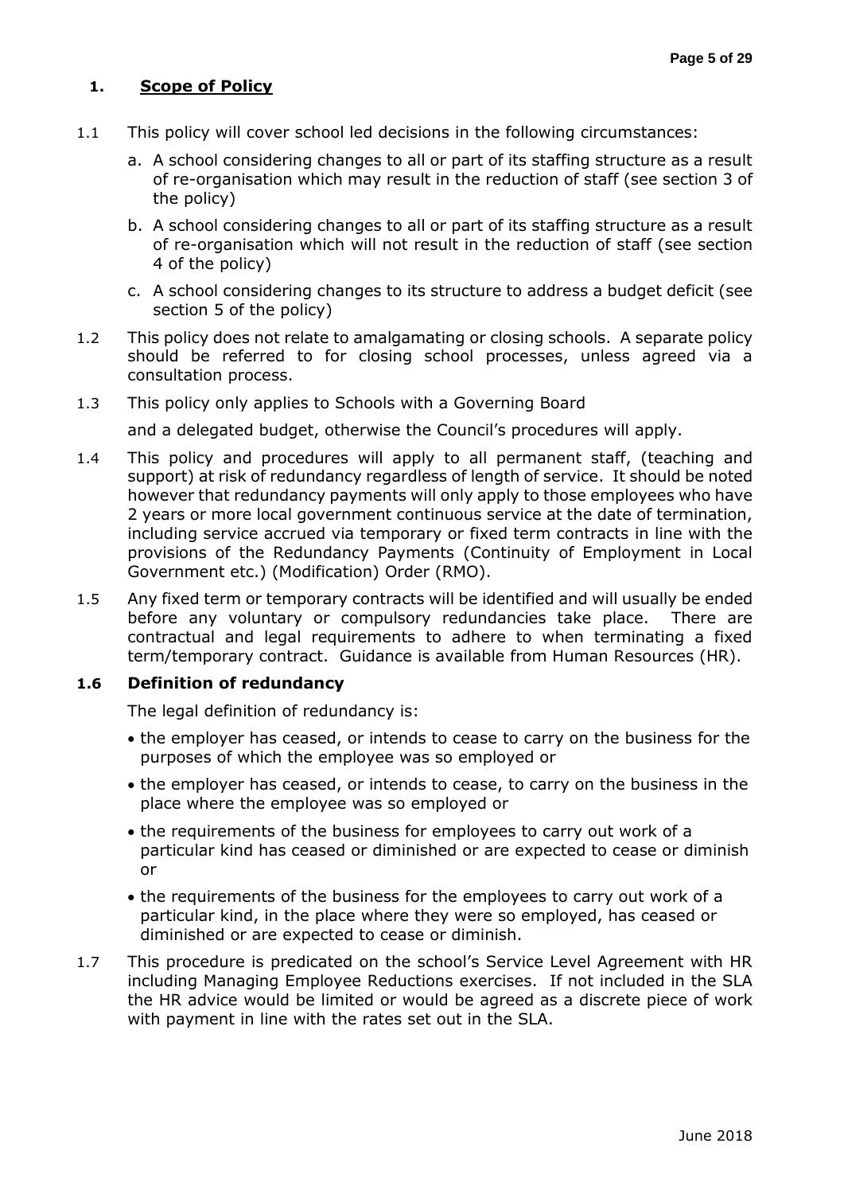## 1. Scope of Policy

1.1 This policy will cover school led decisions in the following circumstances:

a. A school considering changes to all or part of its staffing structure as a result of re-organisation which may result in the reduction of staff (see section 3 of the policy)

b. A school considering changes to all or part of its staffing structure as a result of re-organisation which will not result in the reduction of staff (see section 4 of the policy)

c. A school considering changes to its structure to address a budget deficit (see section 5 of the policy)

1.2 This policy does not relate to amalgamating or closing schools. A separate policy should be referred to for closing school processes, unless agreed via a consultation process.

1.3 This policy only applies to Schools with a Governing Board

and a delegated budget, otherwise the Council's procedures will apply.

1.4 This policy and procedures will apply to all permanent staff, (teaching and support) at risk of redundancy regardless of length of service. It should be noted however that redundancy payments will only apply to those employees who have 2 years or more local government continuous service at the date of termination, including service accrued via temporary or fixed term contracts in line with the provisions of the Redundancy Payments (Continuity of Employment in Local Government etc.) (Modification) Order (RMO).

1.5 Any fixed term or temporary contracts will be identified and will usually be ended before any voluntary or compulsory redundancies take place. There are contractual and legal requirements to adhere to when terminating a fixed term/temporary contract. Guidance is available from Human Resources (HR).

### 1.6 Definition of redundancy

The legal definition of redundancy is:

- the employer has ceased, or intends to cease to carry on the business for the purposes of which the employee was so employed or
- the employer has ceased, or intends to cease, to carry on the business in the place where the employee was so employed or
- the requirements of the business for employees to carry out work of a particular kind has ceased or diminished or are expected to cease or diminish or
- the requirements of the business for the employees to carry out work of a particular kind, in the place where they were so employed, has ceased or diminished or are expected to cease or diminish.

1.7 This procedure is predicated on the school's Service Level Agreement with HR including Managing Employee Reductions exercises. If not included in the SLA the HR advice would be limited or would be agreed as a discrete piece of work with payment in line with the rates set out in the SLA.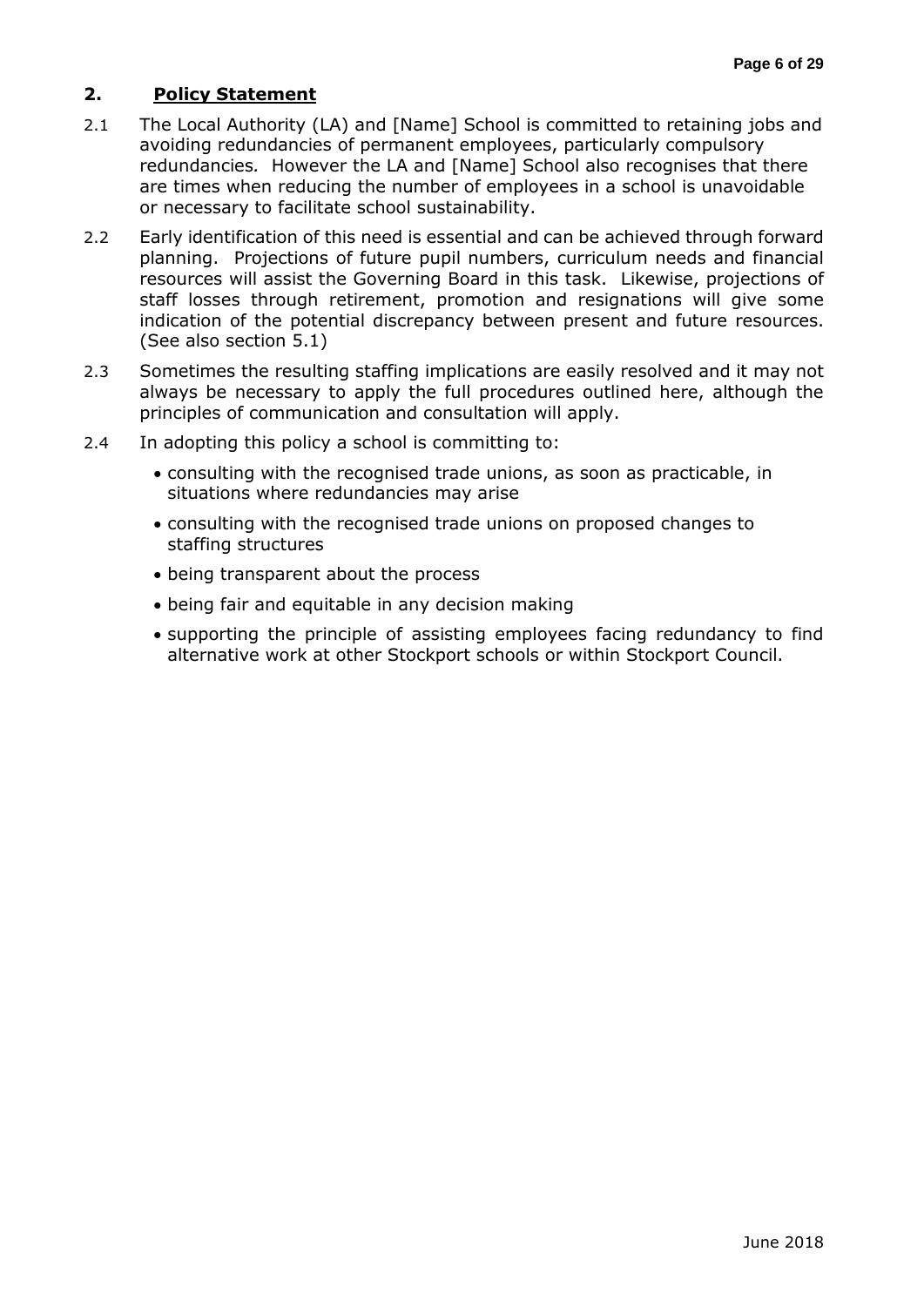## 2. Policy Statement

2.1 The Local Authority (LA) and [Name] School is committed to retaining jobs and avoiding redundancies of permanent employees, particularly compulsory redundancies. However the LA and [Name] School also recognises that there are times when reducing the number of employees in a school is unavoidable or necessary to facilitate school sustainability.

2.2 Early identification of this need is essential and can be achieved through forward planning. Projections of future pupil numbers, curriculum needs and financial resources will assist the Governing Board in this task. Likewise, projections of staff losses through retirement, promotion and resignations will give some indication of the potential discrepancy between present and future resources. (See also section 5.1)

2.3 Sometimes the resulting staffing implications are easily resolved and it may not always be necessary to apply the full procedures outlined here, although the principles of communication and consultation will apply.

2.4 In adopting this policy a school is committing to:

- consulting with the recognised trade unions, as soon as practicable, in situations where redundancies may arise
- consulting with the recognised trade unions on proposed changes to staffing structures
- being transparent about the process
- being fair and equitable in any decision making
- supporting the principle of assisting employees facing redundancy to find alternative work at other Stockport schools or within Stockport Council.

June 2018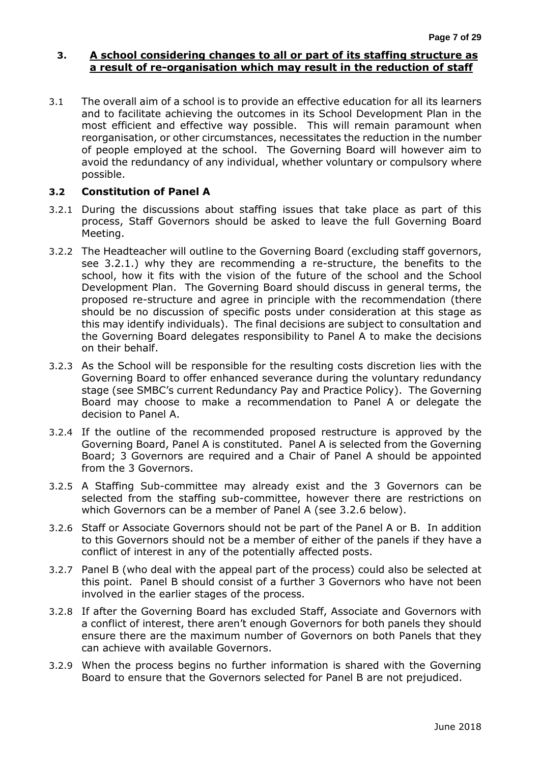## 3. A school considering changes to all or part of its staffing structure as a result of re-organisation which may result in the reduction of staff

3.1 The overall aim of a school is to provide an effective education for all its learners and to facilitate achieving the outcomes in its School Development Plan in the most efficient and effective way possible. This will remain paramount when reorganisation, or other circumstances, necessitates the reduction in the number of people employed at the school. The Governing Board will however aim to avoid the redundancy of any individual, whether voluntary or compulsory where possible.

### 3.2 Constitution of Panel A

3.2.1 During the discussions about staffing issues that take place as part of this process, Staff Governors should be asked to leave the full Governing Board Meeting.

3.2.2 The Headteacher will outline to the Governing Board (excluding staff governors, see 3.2.1.) why they are recommending a re-structure, the benefits to the school, how it fits with the vision of the future of the school and the School Development Plan. The Governing Board should discuss in general terms, the proposed re-structure and agree in principle with the recommendation (there should be no discussion of specific posts under consideration at this stage as this may identify individuals). The final decisions are subject to consultation and the Governing Board delegates responsibility to Panel A to make the decisions on their behalf.

3.2.3 As the School will be responsible for the resulting costs discretion lies with the Governing Board to offer enhanced severance during the voluntary redundancy stage (see SMBC's current Redundancy Pay and Practice Policy). The Governing Board may choose to make a recommendation to Panel A or delegate the decision to Panel A.

3.2.4 If the outline of the recommended proposed restructure is approved by the Governing Board, Panel A is constituted. Panel A is selected from the Governing Board; 3 Governors are required and a Chair of Panel A should be appointed from the 3 Governors.

3.2.5 A Staffing Sub-committee may already exist and the 3 Governors can be selected from the staffing sub-committee, however there are restrictions on which Governors can be a member of Panel A (see 3.2.6 below).

3.2.6 Staff or Associate Governors should not be part of the Panel A or B. In addition to this Governors should not be a member of either of the panels if they have a conflict of interest in any of the potentially affected posts.

3.2.7 Panel B (who deal with the appeal part of the process) could also be selected at this point. Panel B should consist of a further 3 Governors who have not been involved in the earlier stages of the process.

3.2.8 If after the Governing Board has excluded Staff, Associate and Governors with a conflict of interest, there aren't enough Governors for both panels they should ensure there are the maximum number of Governors on both Panels that they can achieve with available Governors.

3.2.9 When the process begins no further information is shared with the Governing Board to ensure that the Governors selected for Panel B are not prejudiced.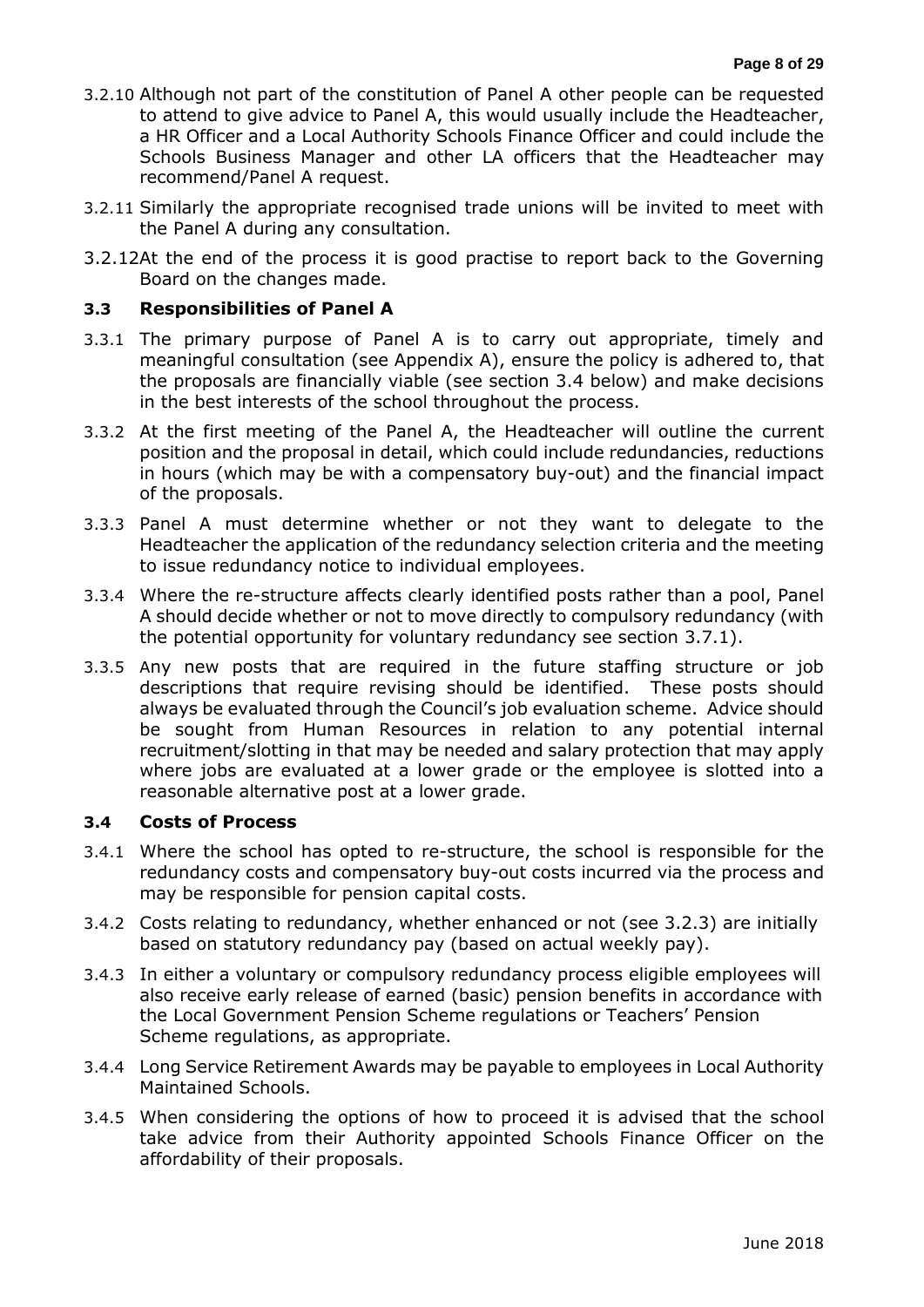3.2.10 Although not part of the constitution of Panel A other people can be requested to attend to give advice to Panel A, this would usually include the Headteacher, a HR Officer and a Local Authority Schools Finance Officer and could include the Schools Business Manager and other LA officers that the Headteacher may recommend/Panel A request.

3.2.11 Similarly the appropriate recognised trade unions will be invited to meet with the Panel A during any consultation.

3.2.12 At the end of the process it is good practise to report back to the Governing Board on the changes made.

### 3.3 Responsibilities of Panel A

3.3.1 The primary purpose of Panel A is to carry out appropriate, timely and meaningful consultation (see Appendix A), ensure the policy is adhered to, that the proposals are financially viable (see section 3.4 below) and make decisions in the best interests of the school throughout the process.

3.3.2 At the first meeting of the Panel A, the Headteacher will outline the current position and the proposal in detail, which could include redundancies, reductions in hours (which may be with a compensatory buy-out) and the financial impact of the proposals.

3.3.3 Panel A must determine whether or not they want to delegate to the Headteacher the application of the redundancy selection criteria and the meeting to issue redundancy notice to individual employees.

3.3.4 Where the re-structure affects clearly identified posts rather than a pool, Panel A should decide whether or not to move directly to compulsory redundancy (with the potential opportunity for voluntary redundancy see section 3.7.1).

3.3.5 Any new posts that are required in the future staffing structure or job descriptions that require revising should be identified. These posts should always be evaluated through the Council's job evaluation scheme. Advice should be sought from Human Resources in relation to any potential internal recruitment/slotting in that may be needed and salary protection that may apply where jobs are evaluated at a lower grade or the employee is slotted into a reasonable alternative post at a lower grade.

### 3.4 Costs of Process

3.4.1 Where the school has opted to re-structure, the school is responsible for the redundancy costs and compensatory buy-out costs incurred via the process and may be responsible for pension capital costs.

3.4.2 Costs relating to redundancy, whether enhanced or not (see 3.2.3) are initially based on statutory redundancy pay (based on actual weekly pay).

3.4.3 In either a voluntary or compulsory redundancy process eligible employees will also receive early release of earned (basic) pension benefits in accordance with the Local Government Pension Scheme regulations or Teachers' Pension Scheme regulations, as appropriate.

3.4.4 Long Service Retirement Awards may be payable to employees in Local Authority Maintained Schools.

3.4.5 When considering the options of how to proceed it is advised that the school take advice from their Authority appointed Schools Finance Officer on the affordability of their proposals.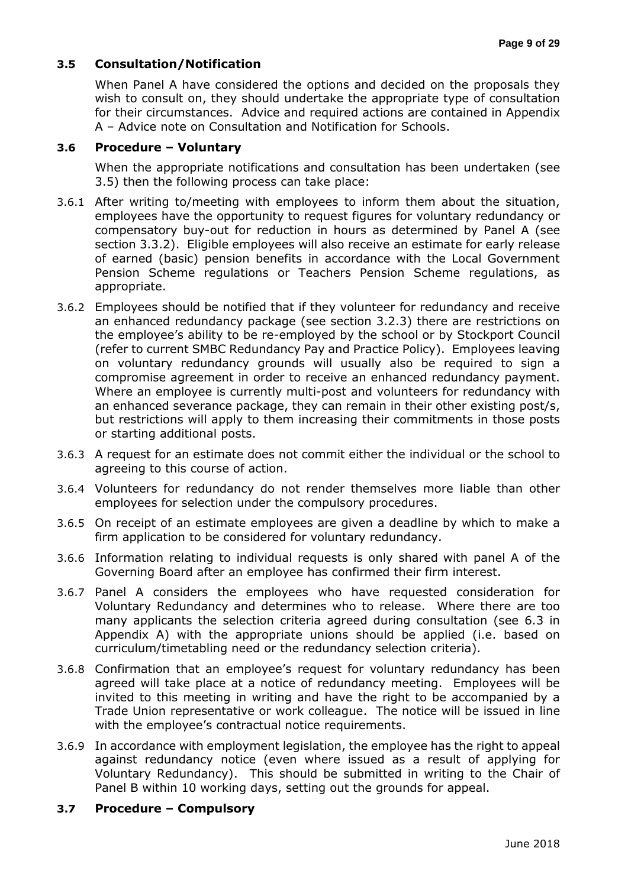### 3.5 Consultation/Notification

When Panel A have considered the options and decided on the proposals they wish to consult on, they should undertake the appropriate type of consultation for their circumstances. Advice and required actions are contained in Appendix A – Advice note on Consultation and Notification for Schools.

### 3.6 Procedure – Voluntary

When the appropriate notifications and consultation has been undertaken (see 3.5) then the following process can take place:

3.6.1 After writing to/meeting with employees to inform them about the situation, employees have the opportunity to request figures for voluntary redundancy or compensatory buy-out for reduction in hours as determined by Panel A (see section 3.3.2). Eligible employees will also receive an estimate for early release of earned (basic) pension benefits in accordance with the Local Government Pension Scheme regulations or Teachers Pension Scheme regulations, as appropriate.

3.6.2 Employees should be notified that if they volunteer for redundancy and receive an enhanced redundancy package (see section 3.2.3) there are restrictions on the employee's ability to be re-employed by the school or by Stockport Council (refer to current SMBC Redundancy Pay and Practice Policy). Employees leaving on voluntary redundancy grounds will usually also be required to sign a compromise agreement in order to receive an enhanced redundancy payment. Where an employee is currently multi-post and volunteers for redundancy with an enhanced severance package, they can remain in their other existing post/s, but restrictions will apply to them increasing their commitments in those posts or starting additional posts.

3.6.3 A request for an estimate does not commit either the individual or the school to agreeing to this course of action.

3.6.4 Volunteers for redundancy do not render themselves more liable than other employees for selection under the compulsory procedures.

3.6.5 On receipt of an estimate employees are given a deadline by which to make a firm application to be considered for voluntary redundancy.

3.6.6 Information relating to individual requests is only shared with panel A of the Governing Board after an employee has confirmed their firm interest.

3.6.7 Panel A considers the employees who have requested consideration for Voluntary Redundancy and determines who to release. Where there are too many applicants the selection criteria agreed during consultation (see 6.3 in Appendix A) with the appropriate unions should be applied (i.e. based on curriculum/timetabling need or the redundancy selection criteria).

3.6.8 Confirmation that an employee's request for voluntary redundancy has been agreed will take place at a notice of redundancy meeting. Employees will be invited to this meeting in writing and have the right to be accompanied by a Trade Union representative or work colleague. The notice will be issued in line with the employee's contractual notice requirements.

3.6.9 In accordance with employment legislation, the employee has the right to appeal against redundancy notice (even where issued as a result of applying for Voluntary Redundancy). This should be submitted in writing to the Chair of Panel B within 10 working days, setting out the grounds for appeal.

### 3.7 Procedure – Compulsory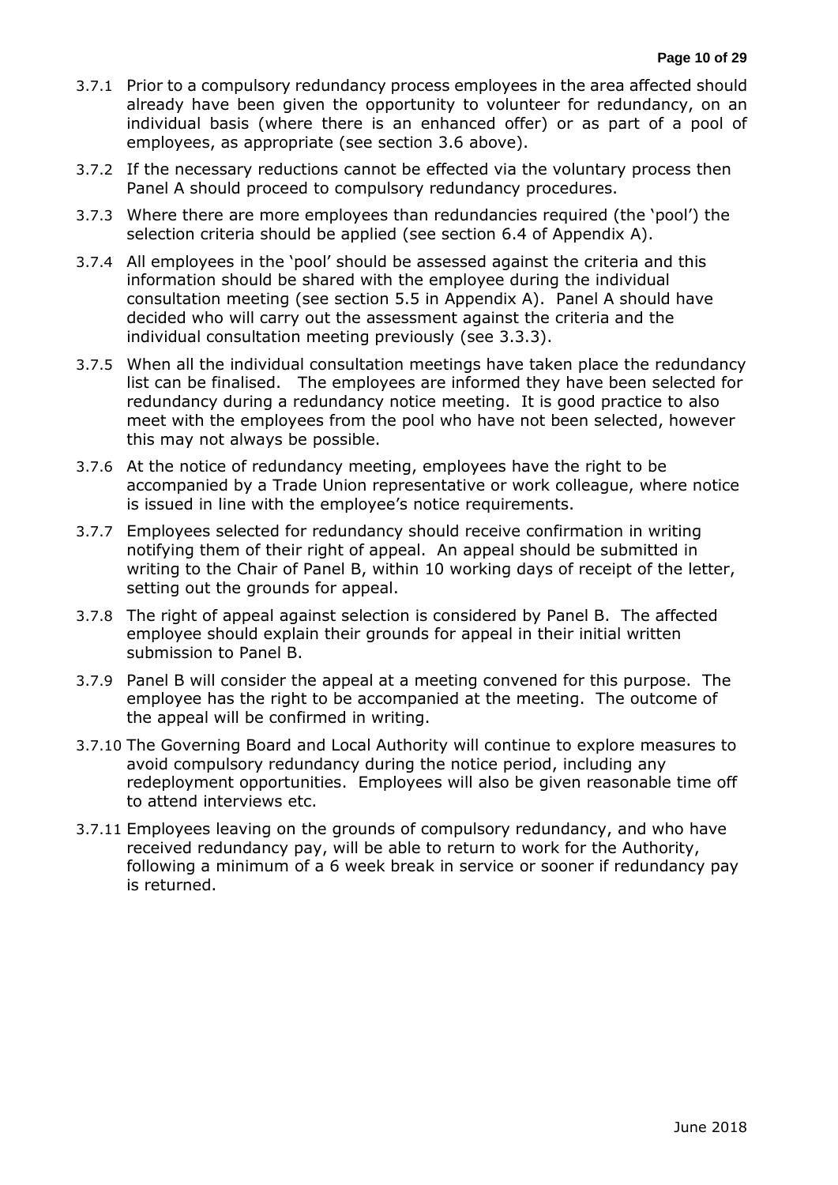3.7.1 Prior to a compulsory redundancy process employees in the area affected should already have been given the opportunity to volunteer for redundancy, on an individual basis (where there is an enhanced offer) or as part of a pool of employees, as appropriate (see section 3.6 above).

3.7.2 If the necessary reductions cannot be effected via the voluntary process then Panel A should proceed to compulsory redundancy procedures.

3.7.3 Where there are more employees than redundancies required (the 'pool') the selection criteria should be applied (see section 6.4 of Appendix A).

3.7.4 All employees in the 'pool' should be assessed against the criteria and this information should be shared with the employee during the individual consultation meeting (see section 5.5 in Appendix A). Panel A should have decided who will carry out the assessment against the criteria and the individual consultation meeting previously (see 3.3.3).

3.7.5 When all the individual consultation meetings have taken place the redundancy list can be finalised. The employees are informed they have been selected for redundancy during a redundancy notice meeting. It is good practice to also meet with the employees from the pool who have not been selected, however this may not always be possible.

3.7.6 At the notice of redundancy meeting, employees have the right to be accompanied by a Trade Union representative or work colleague, where notice is issued in line with the employee's notice requirements.

3.7.7 Employees selected for redundancy should receive confirmation in writing notifying them of their right of appeal. An appeal should be submitted in writing to the Chair of Panel B, within 10 working days of receipt of the letter, setting out the grounds for appeal.

3.7.8 The right of appeal against selection is considered by Panel B. The affected employee should explain their grounds for appeal in their initial written submission to Panel B.

3.7.9 Panel B will consider the appeal at a meeting convened for this purpose. The employee has the right to be accompanied at the meeting. The outcome of the appeal will be confirmed in writing.

3.7.10 The Governing Board and Local Authority will continue to explore measures to avoid compulsory redundancy during the notice period, including any redeployment opportunities. Employees will also be given reasonable time off to attend interviews etc.

3.7.11 Employees leaving on the grounds of compulsory redundancy, and who have received redundancy pay, will be able to return to work for the Authority, following a minimum of a 6 week break in service or sooner if redundancy pay is returned.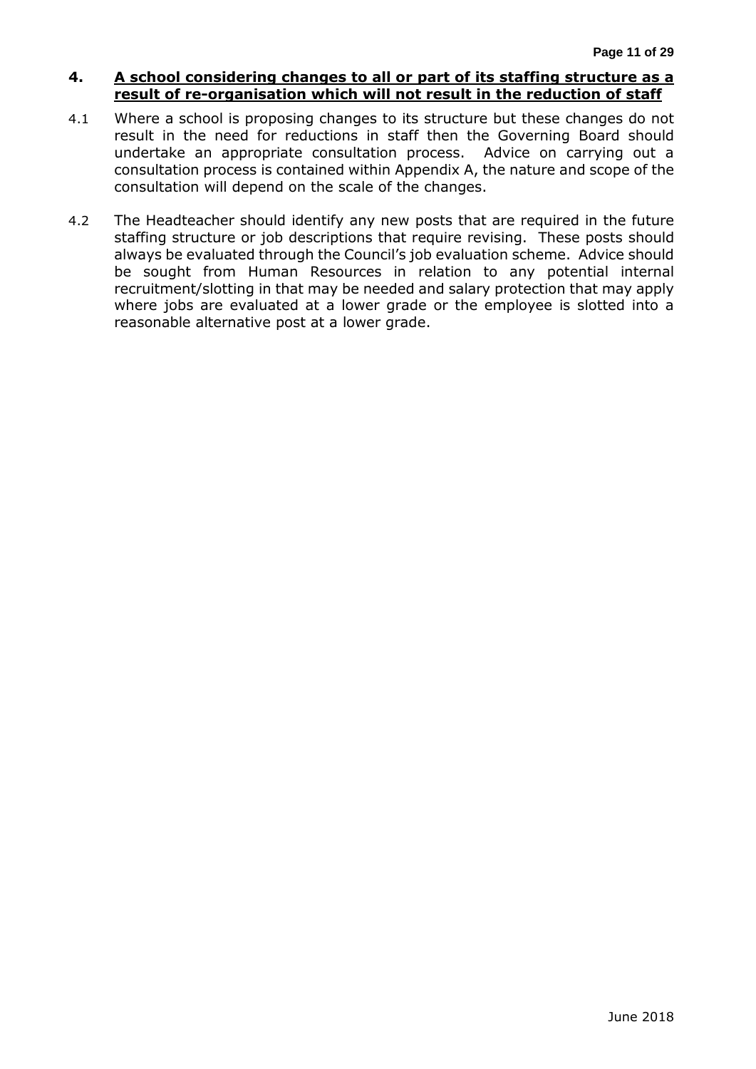## 4. A school considering changes to all or part of its staffing structure as a result of re-organisation which will not result in the reduction of staff

4.1 Where a school is proposing changes to its structure but these changes do not result in the need for reductions in staff then the Governing Board should undertake an appropriate consultation process. Advice on carrying out a consultation process is contained within Appendix A, the nature and scope of the consultation will depend on the scale of the changes.

4.2 The Headteacher should identify any new posts that are required in the future staffing structure or job descriptions that require revising. These posts should always be evaluated through the Council's job evaluation scheme. Advice should be sought from Human Resources in relation to any potential internal recruitment/slotting in that may be needed and salary protection that may apply where jobs are evaluated at a lower grade or the employee is slotted into a reasonable alternative post at a lower grade.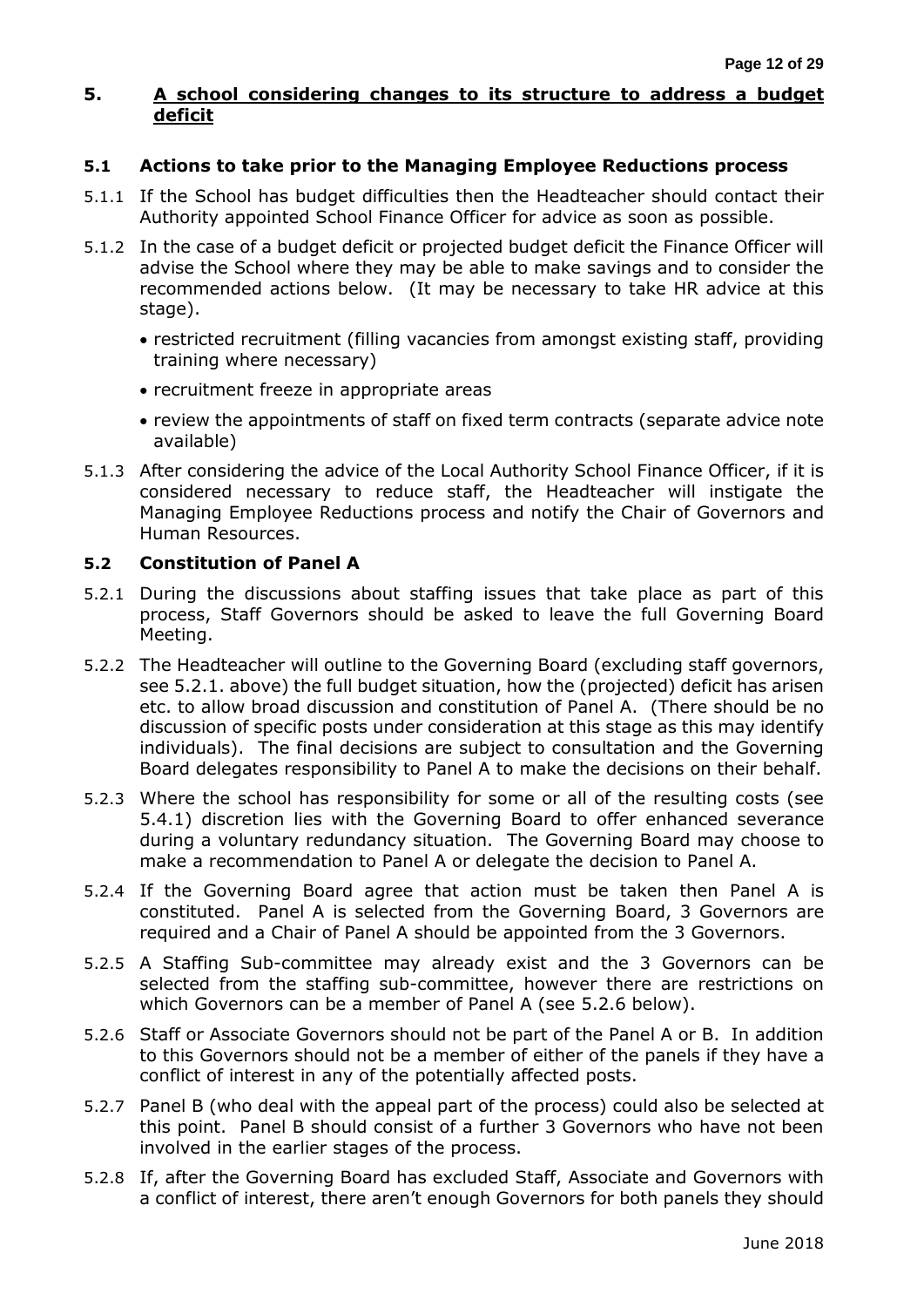## 5. A school considering changes to its structure to address a budget deficit

### 5.1 Actions to take prior to the Managing Employee Reductions process

5.1.1 If the School has budget difficulties then the Headteacher should contact their Authority appointed School Finance Officer for advice as soon as possible.

5.1.2 In the case of a budget deficit or projected budget deficit the Finance Officer will advise the School where they may be able to make savings and to consider the recommended actions below. (It may be necessary to take HR advice at this stage).

- restricted recruitment (filling vacancies from amongst existing staff, providing training where necessary)
- recruitment freeze in appropriate areas
- review the appointments of staff on fixed term contracts (separate advice note available)

5.1.3 After considering the advice of the Local Authority School Finance Officer, if it is considered necessary to reduce staff, the Headteacher will instigate the Managing Employee Reductions process and notify the Chair of Governors and Human Resources.

### 5.2 Constitution of Panel A

5.2.1 During the discussions about staffing issues that take place as part of this process, Staff Governors should be asked to leave the full Governing Board Meeting.

5.2.2 The Headteacher will outline to the Governing Board (excluding staff governors, see 5.2.1. above) the full budget situation, how the (projected) deficit has arisen etc. to allow broad discussion and constitution of Panel A. (There should be no discussion of specific posts under consideration at this stage as this may identify individuals). The final decisions are subject to consultation and the Governing Board delegates responsibility to Panel A to make the decisions on their behalf.

5.2.3 Where the school has responsibility for some or all of the resulting costs (see 5.4.1) discretion lies with the Governing Board to offer enhanced severance during a voluntary redundancy situation. The Governing Board may choose to make a recommendation to Panel A or delegate the decision to Panel A.

5.2.4 If the Governing Board agree that action must be taken then Panel A is constituted. Panel A is selected from the Governing Board, 3 Governors are required and a Chair of Panel A should be appointed from the 3 Governors.

5.2.5 A Staffing Sub-committee may already exist and the 3 Governors can be selected from the staffing sub-committee, however there are restrictions on which Governors can be a member of Panel A (see 5.2.6 below).

5.2.6 Staff or Associate Governors should not be part of the Panel A or B. In addition to this Governors should not be a member of either of the panels if they have a conflict of interest in any of the potentially affected posts.

5.2.7 Panel B (who deal with the appeal part of the process) could also be selected at this point. Panel B should consist of a further 3 Governors who have not been involved in the earlier stages of the process.

5.2.8 If, after the Governing Board has excluded Staff, Associate and Governors with a conflict of interest, there aren't enough Governors for both panels they should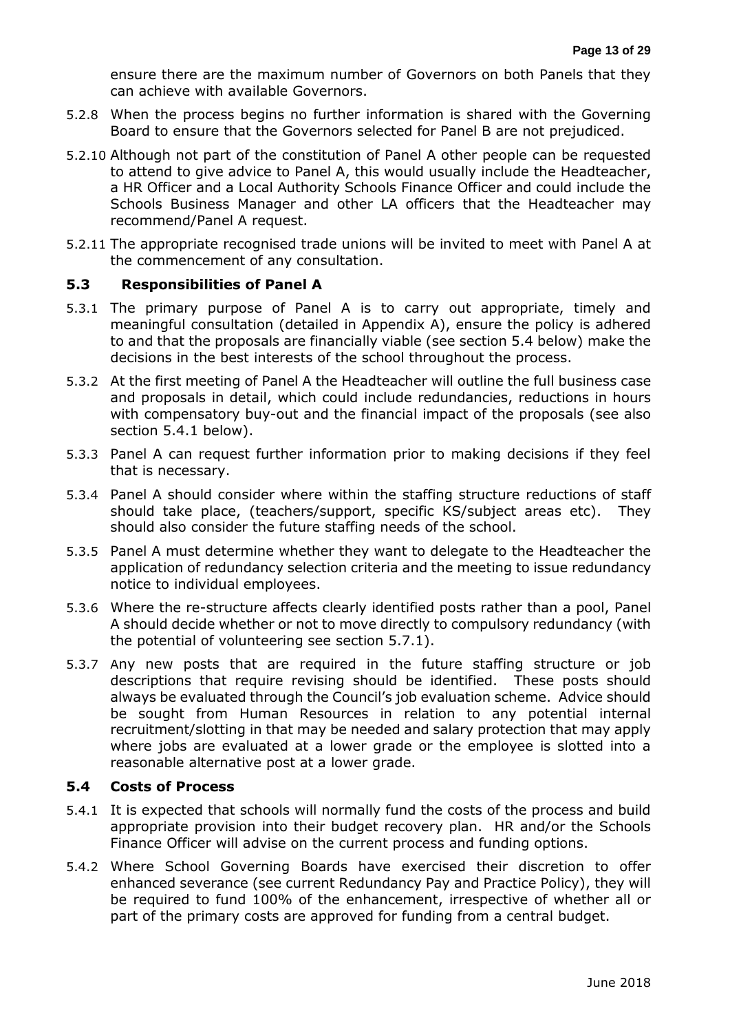ensure there are the maximum number of Governors on both Panels that they can achieve with available Governors.

5.2.8 When the process begins no further information is shared with the Governing Board to ensure that the Governors selected for Panel B are not prejudiced.

5.2.10 Although not part of the constitution of Panel A other people can be requested to attend to give advice to Panel A, this would usually include the Headteacher, a HR Officer and a Local Authority Schools Finance Officer and could include the Schools Business Manager and other LA officers that the Headteacher may recommend/Panel A request.

5.2.11 The appropriate recognised trade unions will be invited to meet with Panel A at the commencement of any consultation.

## 5.3 Responsibilities of Panel A

5.3.1 The primary purpose of Panel A is to carry out appropriate, timely and meaningful consultation (detailed in Appendix A), ensure the policy is adhered to and that the proposals are financially viable (see section 5.4 below) make the decisions in the best interests of the school throughout the process.

5.3.2 At the first meeting of Panel A the Headteacher will outline the full business case and proposals in detail, which could include redundancies, reductions in hours with compensatory buy-out and the financial impact of the proposals (see also section 5.4.1 below).

5.3.3 Panel A can request further information prior to making decisions if they feel that is necessary.

5.3.4 Panel A should consider where within the staffing structure reductions of staff should take place, (teachers/support, specific KS/subject areas etc). They should also consider the future staffing needs of the school.

5.3.5 Panel A must determine whether they want to delegate to the Headteacher the application of redundancy selection criteria and the meeting to issue redundancy notice to individual employees.

5.3.6 Where the re-structure affects clearly identified posts rather than a pool, Panel A should decide whether or not to move directly to compulsory redundancy (with the potential of volunteering see section 5.7.1).

5.3.7 Any new posts that are required in the future staffing structure or job descriptions that require revising should be identified. These posts should always be evaluated through the Council's job evaluation scheme. Advice should be sought from Human Resources in relation to any potential internal recruitment/slotting in that may be needed and salary protection that may apply where jobs are evaluated at a lower grade or the employee is slotted into a reasonable alternative post at a lower grade.

## 5.4 Costs of Process

5.4.1 It is expected that schools will normally fund the costs of the process and build appropriate provision into their budget recovery plan. HR and/or the Schools Finance Officer will advise on the current process and funding options.

5.4.2 Where School Governing Boards have exercised their discretion to offer enhanced severance (see current Redundancy Pay and Practice Policy), they will be required to fund 100% of the enhancement, irrespective of whether all or part of the primary costs are approved for funding from a central budget.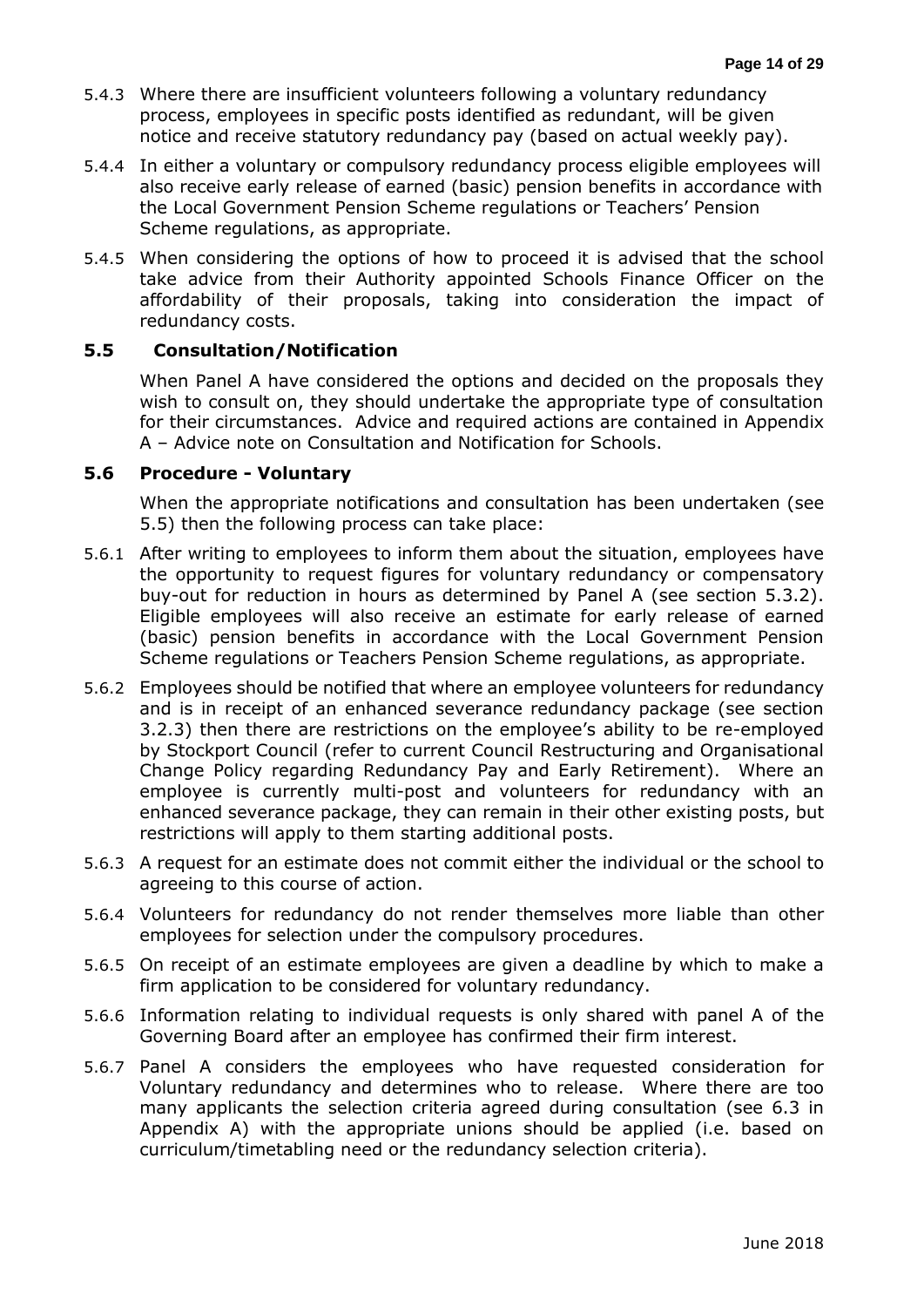5.4.3 Where there are insufficient volunteers following a voluntary redundancy process, employees in specific posts identified as redundant, will be given notice and receive statutory redundancy pay (based on actual weekly pay).

5.4.4 In either a voluntary or compulsory redundancy process eligible employees will also receive early release of earned (basic) pension benefits in accordance with the Local Government Pension Scheme regulations or Teachers' Pension Scheme regulations, as appropriate.

5.4.5 When considering the options of how to proceed it is advised that the school take advice from their Authority appointed Schools Finance Officer on the affordability of their proposals, taking into consideration the impact of redundancy costs.

### 5.5 Consultation/Notification

When Panel A have considered the options and decided on the proposals they wish to consult on, they should undertake the appropriate type of consultation for their circumstances. Advice and required actions are contained in Appendix A – Advice note on Consultation and Notification for Schools.

### 5.6 Procedure - Voluntary

When the appropriate notifications and consultation has been undertaken (see 5.5) then the following process can take place:

5.6.1 After writing to employees to inform them about the situation, employees have the opportunity to request figures for voluntary redundancy or compensatory buy-out for reduction in hours as determined by Panel A (see section 5.3.2). Eligible employees will also receive an estimate for early release of earned (basic) pension benefits in accordance with the Local Government Pension Scheme regulations or Teachers Pension Scheme regulations, as appropriate.

5.6.2 Employees should be notified that where an employee volunteers for redundancy and is in receipt of an enhanced severance redundancy package (see section 3.2.3) then there are restrictions on the employee's ability to be re-employed by Stockport Council (refer to current Council Restructuring and Organisational Change Policy regarding Redundancy Pay and Early Retirement). Where an employee is currently multi-post and volunteers for redundancy with an enhanced severance package, they can remain in their other existing posts, but restrictions will apply to them starting additional posts.

5.6.3 A request for an estimate does not commit either the individual or the school to agreeing to this course of action.

5.6.4 Volunteers for redundancy do not render themselves more liable than other employees for selection under the compulsory procedures.

5.6.5 On receipt of an estimate employees are given a deadline by which to make a firm application to be considered for voluntary redundancy.

5.6.6 Information relating to individual requests is only shared with panel A of the Governing Board after an employee has confirmed their firm interest.

5.6.7 Panel A considers the employees who have requested consideration for Voluntary redundancy and determines who to release. Where there are too many applicants the selection criteria agreed during consultation (see 6.3 in Appendix A) with the appropriate unions should be applied (i.e. based on curriculum/timetabling need or the redundancy selection criteria).

June 2018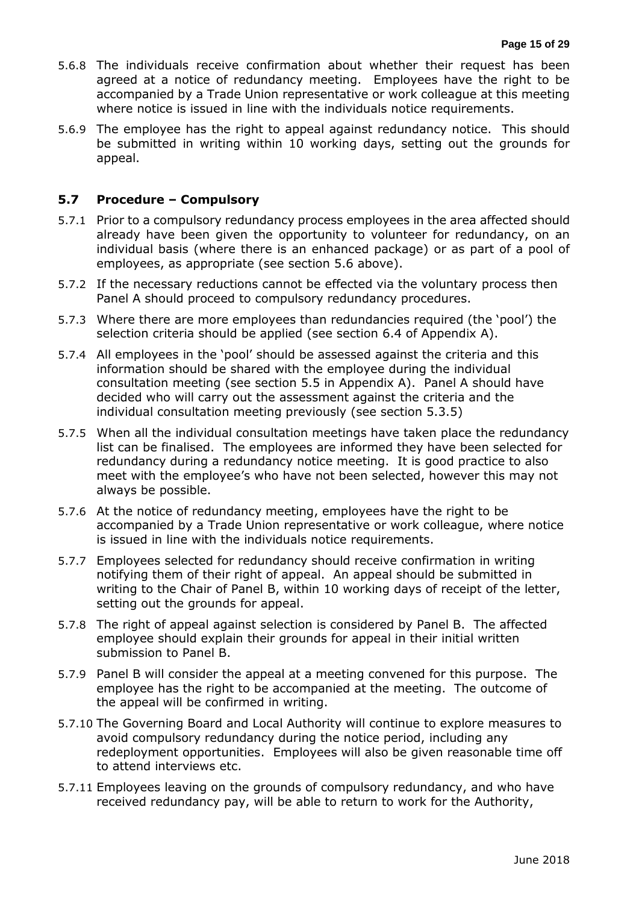5.6.8 The individuals receive confirmation about whether their request has been agreed at a notice of redundancy meeting. Employees have the right to be accompanied by a Trade Union representative or work colleague at this meeting where notice is issued in line with the individuals notice requirements.

5.6.9 The employee has the right to appeal against redundancy notice. This should be submitted in writing within 10 working days, setting out the grounds for appeal.

### 5.7 Procedure – Compulsory

5.7.1 Prior to a compulsory redundancy process employees in the area affected should already have been given the opportunity to volunteer for redundancy, on an individual basis (where there is an enhanced package) or as part of a pool of employees, as appropriate (see section 5.6 above).

5.7.2 If the necessary reductions cannot be effected via the voluntary process then Panel A should proceed to compulsory redundancy procedures.

5.7.3 Where there are more employees than redundancies required (the 'pool') the selection criteria should be applied (see section 6.4 of Appendix A).

5.7.4 All employees in the 'pool' should be assessed against the criteria and this information should be shared with the employee during the individual consultation meeting (see section 5.5 in Appendix A). Panel A should have decided who will carry out the assessment against the criteria and the individual consultation meeting previously (see section 5.3.5)

5.7.5 When all the individual consultation meetings have taken place the redundancy list can be finalised. The employees are informed they have been selected for redundancy during a redundancy notice meeting. It is good practice to also meet with the employee's who have not been selected, however this may not always be possible.

5.7.6 At the notice of redundancy meeting, employees have the right to be accompanied by a Trade Union representative or work colleague, where notice is issued in line with the individuals notice requirements.

5.7.7 Employees selected for redundancy should receive confirmation in writing notifying them of their right of appeal. An appeal should be submitted in writing to the Chair of Panel B, within 10 working days of receipt of the letter, setting out the grounds for appeal.

5.7.8 The right of appeal against selection is considered by Panel B. The affected employee should explain their grounds for appeal in their initial written submission to Panel B.

5.7.9 Panel B will consider the appeal at a meeting convened for this purpose. The employee has the right to be accompanied at the meeting. The outcome of the appeal will be confirmed in writing.

5.7.10 The Governing Board and Local Authority will continue to explore measures to avoid compulsory redundancy during the notice period, including any redeployment opportunities. Employees will also be given reasonable time off to attend interviews etc.

5.7.11 Employees leaving on the grounds of compulsory redundancy, and who have received redundancy pay, will be able to return to work for the Authority,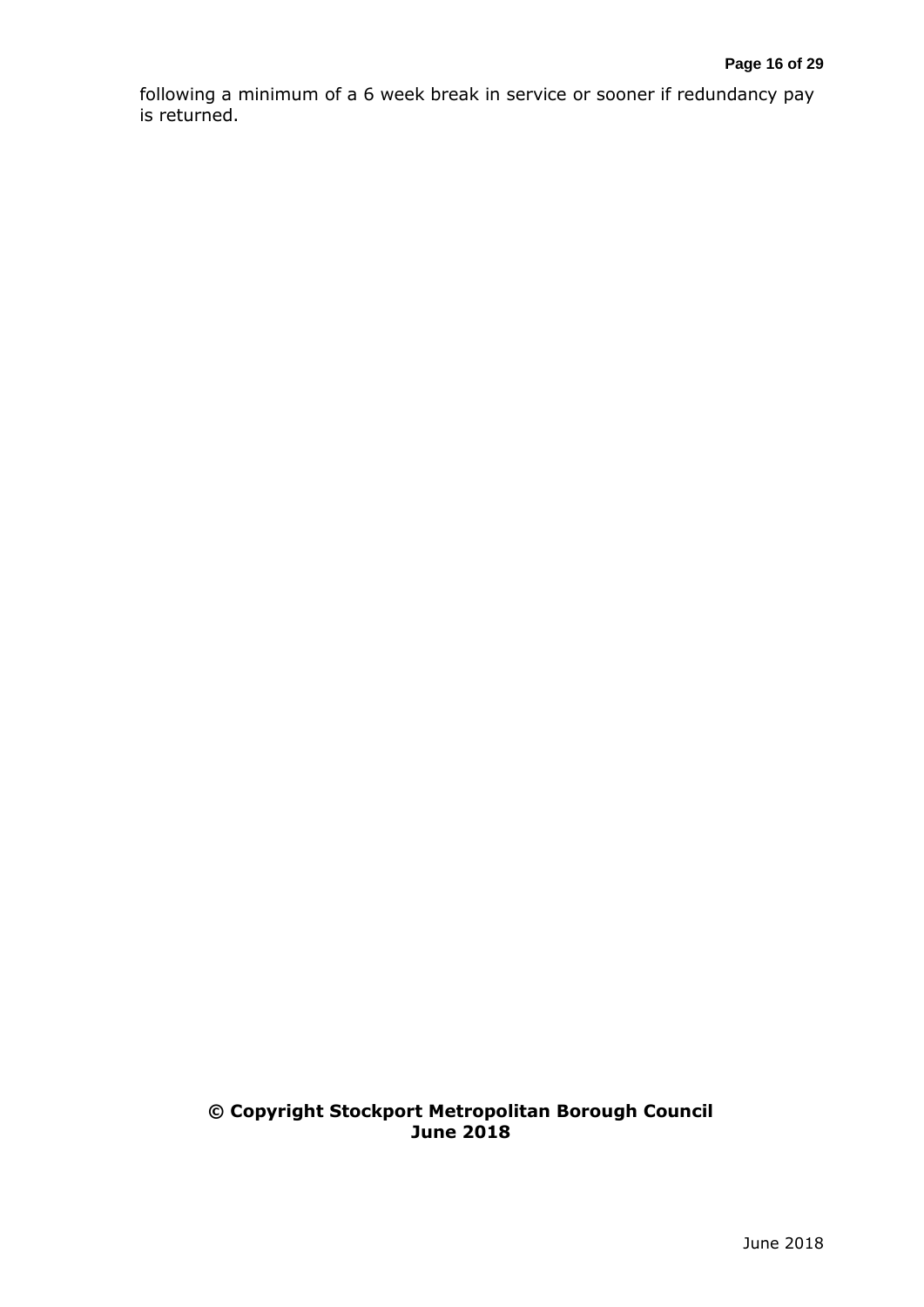following a minimum of a 6 week break in service or sooner if redundancy pay is returned.

**© Copyright Stockport Metropolitan Borough Council June 2018**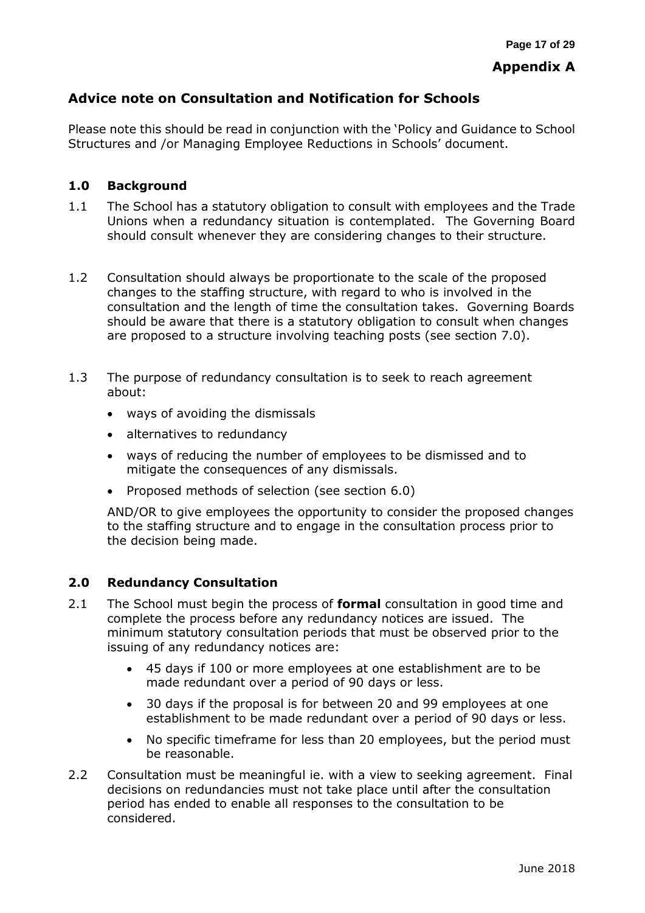**Appendix A**

## Advice note on Consultation and Notification for Schools

Please note this should be read in conjunction with the 'Policy and Guidance to School Structures and /or Managing Employee Reductions in Schools' document.

### 1.0 Background

1.1 The School has a statutory obligation to consult with employees and the Trade Unions when a redundancy situation is contemplated. The Governing Board should consult whenever they are considering changes to their structure.

1.2 Consultation should always be proportionate to the scale of the proposed changes to the staffing structure, with regard to who is involved in the consultation and the length of time the consultation takes. Governing Boards should be aware that there is a statutory obligation to consult when changes are proposed to a structure involving teaching posts (see section 7.0).

1.3 The purpose of redundancy consultation is to seek to reach agreement about:

- ways of avoiding the dismissals
- alternatives to redundancy
- ways of reducing the number of employees to be dismissed and to mitigate the consequences of any dismissals.
- Proposed methods of selection (see section 6.0)

AND/OR to give employees the opportunity to consider the proposed changes to the staffing structure and to engage in the consultation process prior to the decision being made.

### 2.0 Redundancy Consultation

2.1 The School must begin the process of **formal** consultation in good time and complete the process before any redundancy notices are issued. The minimum statutory consultation periods that must be observed prior to the issuing of any redundancy notices are:

- 45 days if 100 or more employees at one establishment are to be made redundant over a period of 90 days or less.
- 30 days if the proposal is for between 20 and 99 employees at one establishment to be made redundant over a period of 90 days or less.
- No specific timeframe for less than 20 employees, but the period must be reasonable.

2.2 Consultation must be meaningful ie. with a view to seeking agreement. Final decisions on redundancies must not take place until after the consultation period has ended to enable all responses to the consultation to be considered.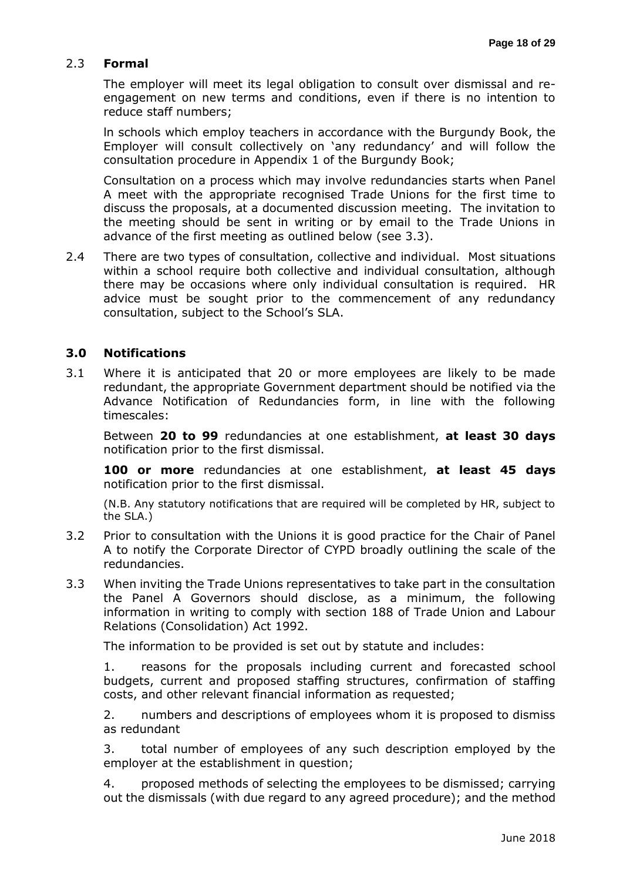2.3 **Formal**

The employer will meet its legal obligation to consult over dismissal and re-engagement on new terms and conditions, even if there is no intention to reduce staff numbers;

In schools which employ teachers in accordance with the Burgundy Book, the Employer will consult collectively on 'any redundancy' and will follow the consultation procedure in Appendix 1 of the Burgundy Book;

Consultation on a process which may involve redundancies starts when Panel A meet with the appropriate recognised Trade Unions for the first time to discuss the proposals, at a documented discussion meeting. The invitation to the meeting should be sent in writing or by email to the Trade Unions in advance of the first meeting as outlined below (see 3.3).

2.4 There are two types of consultation, collective and individual. Most situations within a school require both collective and individual consultation, although there may be occasions where only individual consultation is required. HR advice must be sought prior to the commencement of any redundancy consultation, subject to the School's SLA.

## 3.0 Notifications

3.1 Where it is anticipated that 20 or more employees are likely to be made redundant, the appropriate Government department should be notified via the Advance Notification of Redundancies form, in line with the following timescales:

Between **20 to 99** redundancies at one establishment, **at least 30 days** notification prior to the first dismissal.

**100 or more** redundancies at one establishment, **at least 45 days** notification prior to the first dismissal.

(N.B. Any statutory notifications that are required will be completed by HR, subject to the SLA.)

3.2 Prior to consultation with the Unions it is good practice for the Chair of Panel A to notify the Corporate Director of CYPD broadly outlining the scale of the redundancies.

3.3 When inviting the Trade Unions representatives to take part in the consultation the Panel A Governors should disclose, as a minimum, the following information in writing to comply with section 188 of Trade Union and Labour Relations (Consolidation) Act 1992.

The information to be provided is set out by statute and includes:

1. reasons for the proposals including current and forecasted school budgets, current and proposed staffing structures, confirmation of staffing costs, and other relevant financial information as requested;

2. numbers and descriptions of employees whom it is proposed to dismiss as redundant

3. total number of employees of any such description employed by the employer at the establishment in question;

4. proposed methods of selecting the employees to be dismissed; carrying out the dismissals (with due regard to any agreed procedure); and the method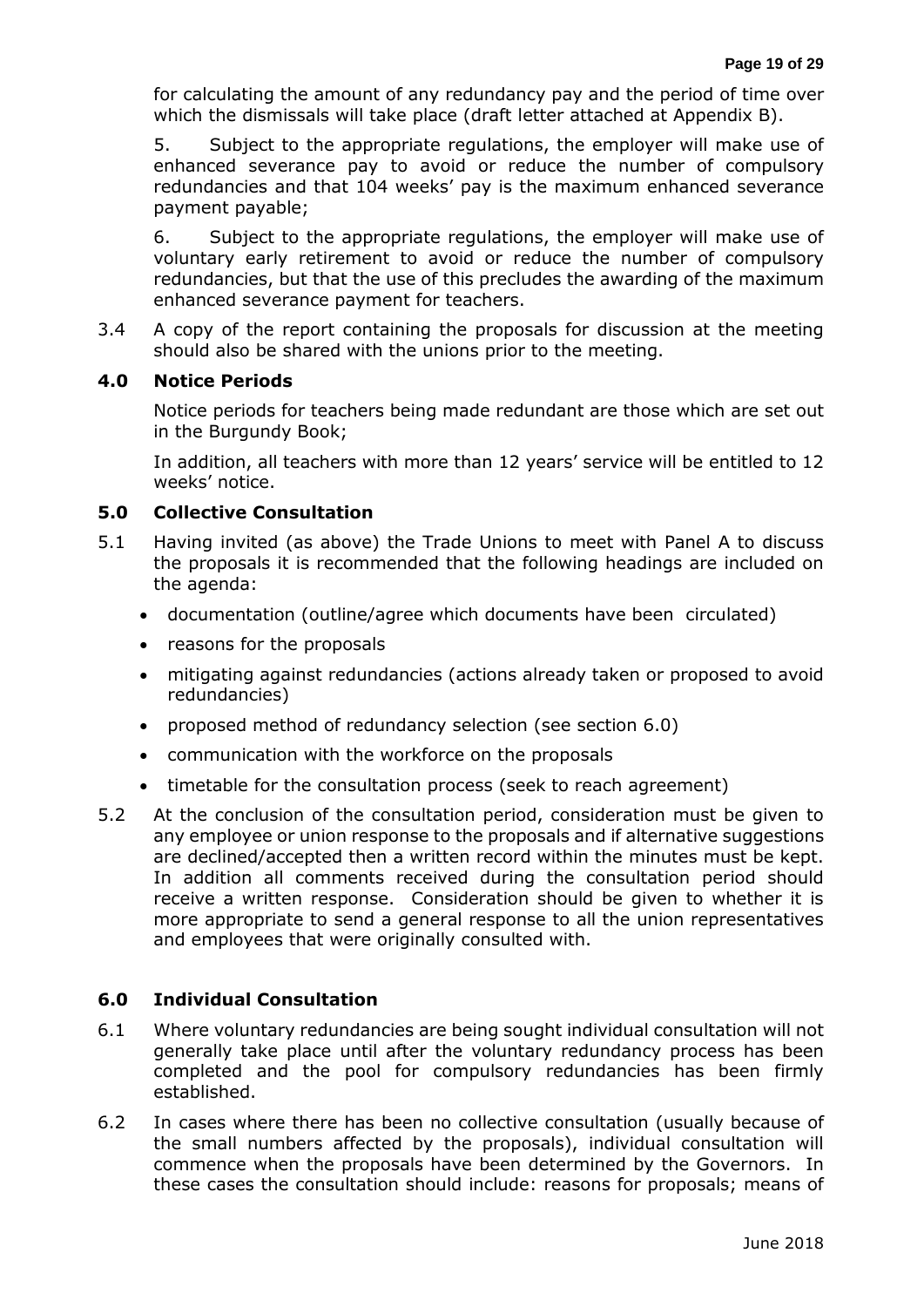for calculating the amount of any redundancy pay and the period of time over which the dismissals will take place (draft letter attached at Appendix B).

5. Subject to the appropriate regulations, the employer will make use of enhanced severance pay to avoid or reduce the number of compulsory redundancies and that 104 weeks' pay is the maximum enhanced severance payment payable;

6. Subject to the appropriate regulations, the employer will make use of voluntary early retirement to avoid or reduce the number of compulsory redundancies, but that the use of this precludes the awarding of the maximum enhanced severance payment for teachers.

3.4 A copy of the report containing the proposals for discussion at the meeting should also be shared with the unions prior to the meeting.

## 4.0 Notice Periods

Notice periods for teachers being made redundant are those which are set out in the Burgundy Book;

In addition, all teachers with more than 12 years' service will be entitled to 12 weeks' notice.

## 5.0 Collective Consultation

5.1 Having invited (as above) the Trade Unions to meet with Panel A to discuss the proposals it is recommended that the following headings are included on the agenda:

- documentation (outline/agree which documents have been circulated)
- reasons for the proposals
- mitigating against redundancies (actions already taken or proposed to avoid redundancies)
- proposed method of redundancy selection (see section 6.0)
- communication with the workforce on the proposals
- timetable for the consultation process (seek to reach agreement)

5.2 At the conclusion of the consultation period, consideration must be given to any employee or union response to the proposals and if alternative suggestions are declined/accepted then a written record within the minutes must be kept. In addition all comments received during the consultation period should receive a written response. Consideration should be given to whether it is more appropriate to send a general response to all the union representatives and employees that were originally consulted with.

## 6.0 Individual Consultation

6.1 Where voluntary redundancies are being sought individual consultation will not generally take place until after the voluntary redundancy process has been completed and the pool for compulsory redundancies has been firmly established.

6.2 In cases where there has been no collective consultation (usually because of the small numbers affected by the proposals), individual consultation will commence when the proposals have been determined by the Governors. In these cases the consultation should include: reasons for proposals; means of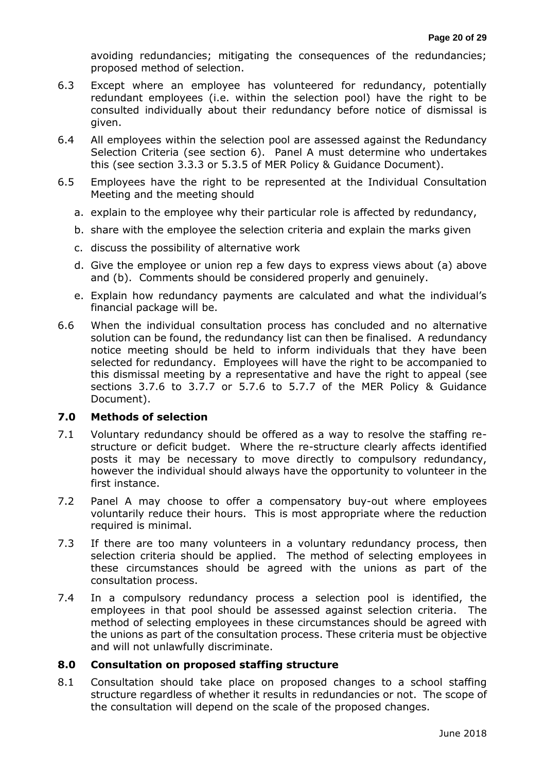avoiding redundancies; mitigating the consequences of the redundancies; proposed method of selection.

6.3 Except where an employee has volunteered for redundancy, potentially redundant employees (i.e. within the selection pool) have the right to be consulted individually about their redundancy before notice of dismissal is given.

6.4 All employees within the selection pool are assessed against the Redundancy Selection Criteria (see section 6). Panel A must determine who undertakes this (see section 3.3.3 or 5.3.5 of MER Policy & Guidance Document).

6.5 Employees have the right to be represented at the Individual Consultation Meeting and the meeting should

a. explain to the employee why their particular role is affected by redundancy,

b. share with the employee the selection criteria and explain the marks given

c. discuss the possibility of alternative work

d. Give the employee or union rep a few days to express views about (a) above and (b). Comments should be considered properly and genuinely.

e. Explain how redundancy payments are calculated and what the individual's financial package will be.

6.6 When the individual consultation process has concluded and no alternative solution can be found, the redundancy list can then be finalised. A redundancy notice meeting should be held to inform individuals that they have been selected for redundancy. Employees will have the right to be accompanied to this dismissal meeting by a representative and have the right to appeal (see sections 3.7.6 to 3.7.7 or 5.7.6 to 5.7.7 of the MER Policy & Guidance Document).

## 7.0 Methods of selection

7.1 Voluntary redundancy should be offered as a way to resolve the staffing re-structure or deficit budget. Where the re-structure clearly affects identified posts it may be necessary to move directly to compulsory redundancy, however the individual should always have the opportunity to volunteer in the first instance.

7.2 Panel A may choose to offer a compensatory buy-out where employees voluntarily reduce their hours. This is most appropriate where the reduction required is minimal.

7.3 If there are too many volunteers in a voluntary redundancy process, then selection criteria should be applied. The method of selecting employees in these circumstances should be agreed with the unions as part of the consultation process.

7.4 In a compulsory redundancy process a selection pool is identified, the employees in that pool should be assessed against selection criteria. The method of selecting employees in these circumstances should be agreed with the unions as part of the consultation process. These criteria must be objective and will not unlawfully discriminate.

## 8.0 Consultation on proposed staffing structure

8.1 Consultation should take place on proposed changes to a school staffing structure regardless of whether it results in redundancies or not. The scope of the consultation will depend on the scale of the proposed changes.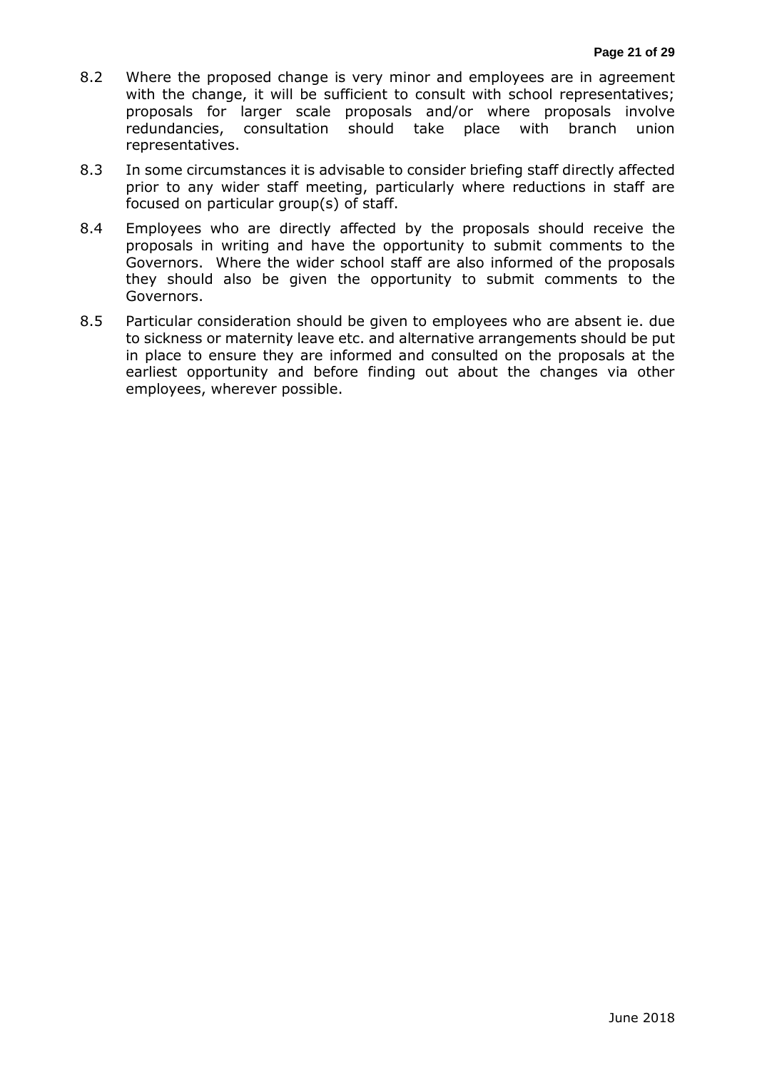8.2 Where the proposed change is very minor and employees are in agreement with the change, it will be sufficient to consult with school representatives; proposals for larger scale proposals and/or where proposals involve redundancies, consultation should take place with branch union representatives.

8.3 In some circumstances it is advisable to consider briefing staff directly affected prior to any wider staff meeting, particularly where reductions in staff are focused on particular group(s) of staff.

8.4 Employees who are directly affected by the proposals should receive the proposals in writing and have the opportunity to submit comments to the Governors. Where the wider school staff are also informed of the proposals they should also be given the opportunity to submit comments to the Governors.

8.5 Particular consideration should be given to employees who are absent ie. due to sickness or maternity leave etc. and alternative arrangements should be put in place to ensure they are informed and consulted on the proposals at the earliest opportunity and before finding out about the changes via other employees, wherever possible.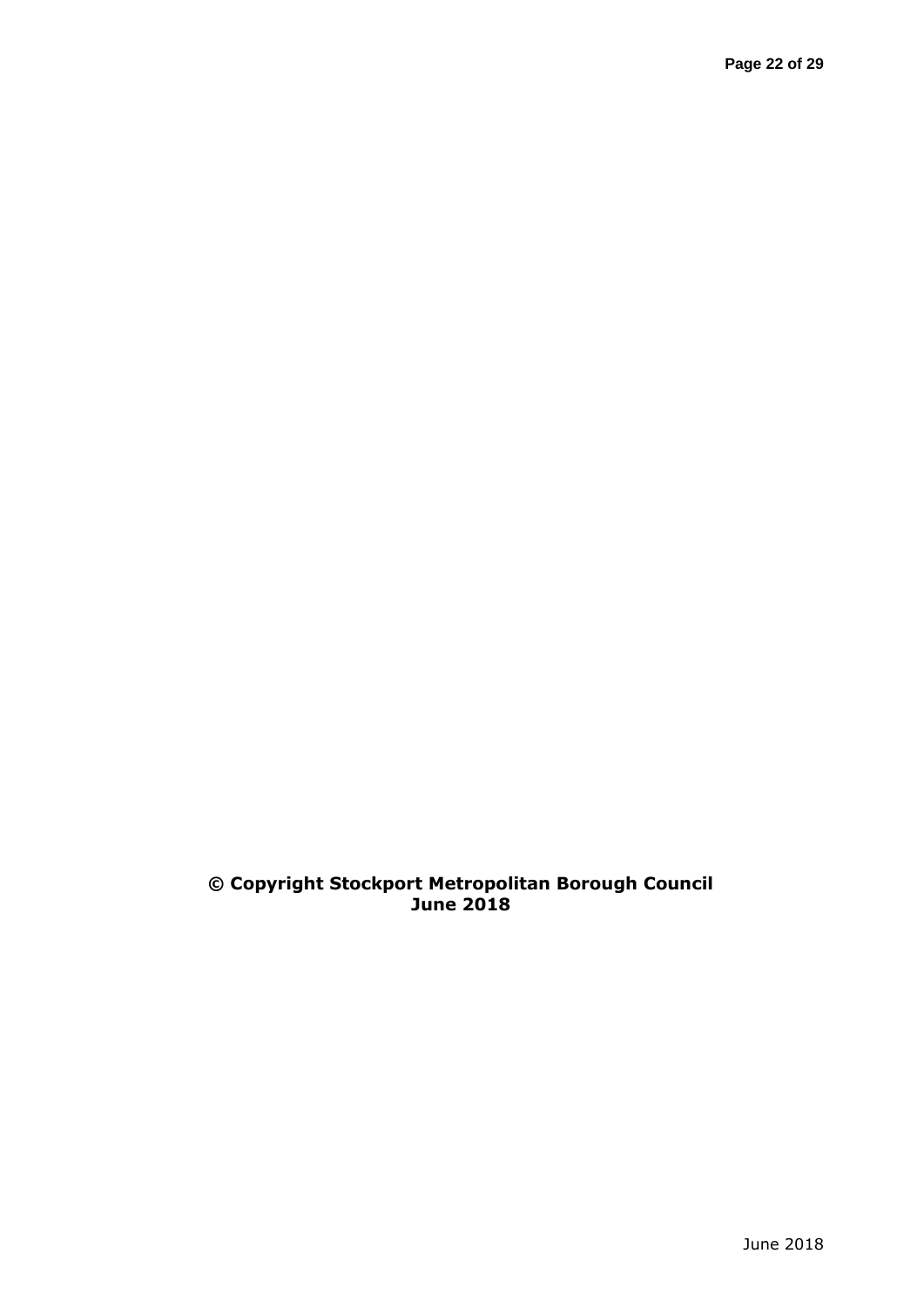**© Copyright Stockport Metropolitan Borough Council**
**June 2018**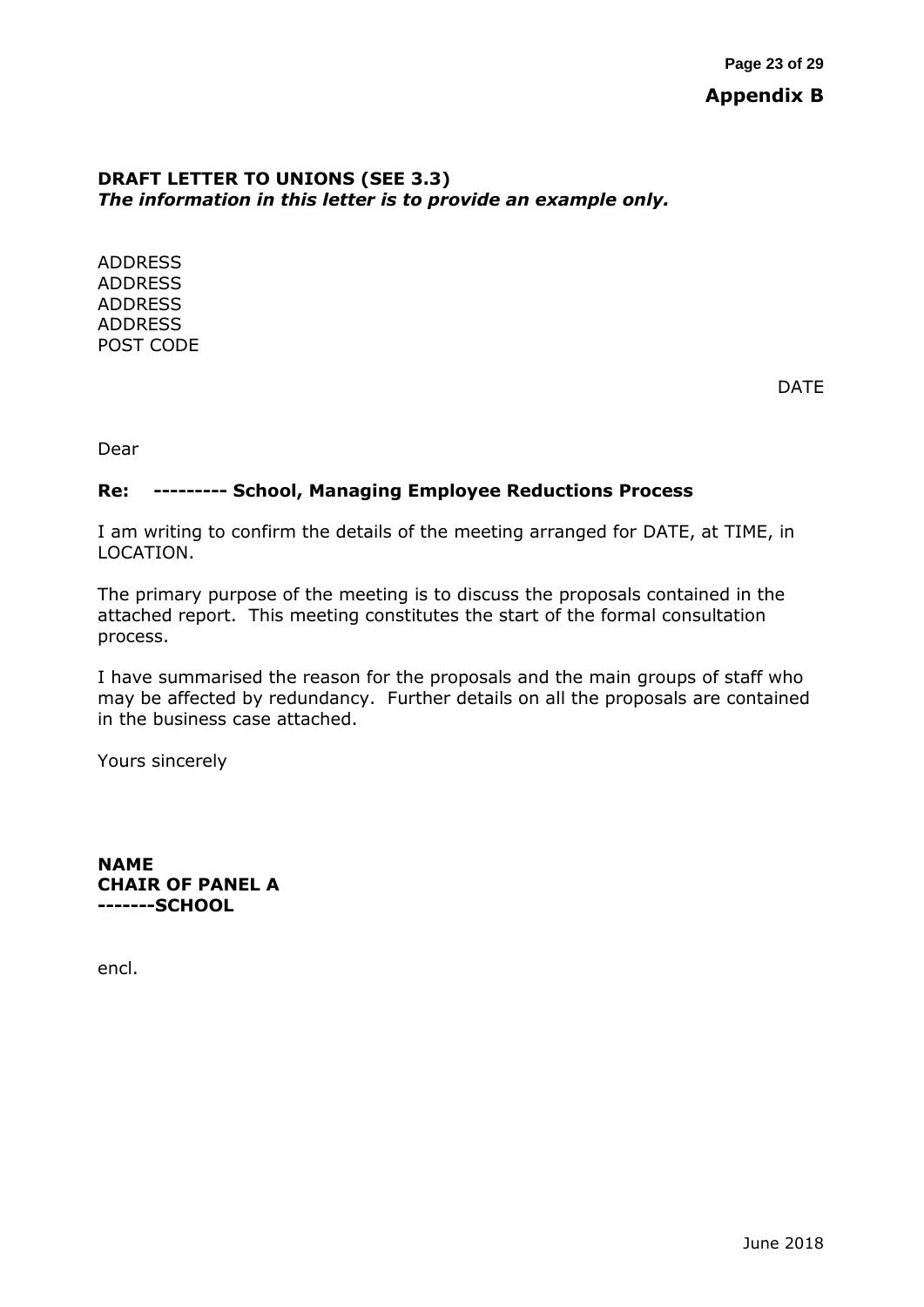**Appendix B**

**DRAFT LETTER TO UNIONS (SEE 3.3)**
***The information in this letter is to provide an example only.***

ADDRESS
ADDRESS
ADDRESS
ADDRESS
POST CODE

DATE

Dear

**Re: --------- School, Managing Employee Reductions Process**

I am writing to confirm the details of the meeting arranged for DATE, at TIME, in LOCATION.

The primary purpose of the meeting is to discuss the proposals contained in the attached report. This meeting constitutes the start of the formal consultation process.

I have summarised the reason for the proposals and the main groups of staff who may be affected by redundancy. Further details on all the proposals are contained in the business case attached.

Yours sincerely

**NAME**
**CHAIR OF PANEL A**
**-------SCHOOL**

encl.

June 2018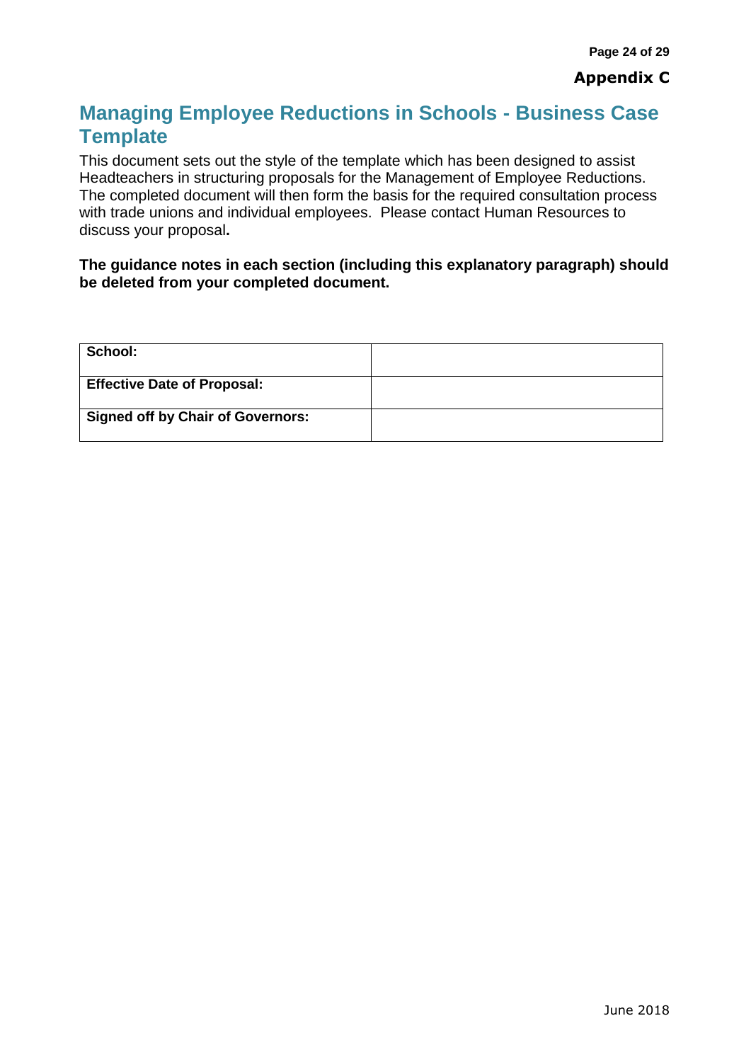**Appendix C**

# Managing Employee Reductions in Schools - Business Case Template

This document sets out the style of the template which has been designed to assist Headteachers in structuring proposals for the Management of Employee Reductions. The completed document will then form the basis for the required consultation process with trade unions and individual employees. Please contact Human Resources to discuss your proposal**.**

**The guidance notes in each section (including this explanatory paragraph) should be deleted from your completed document.**

| **School:** | |
|---|---|
| **Effective Date of Proposal:** | |
| **Signed off by Chair of Governors:** | |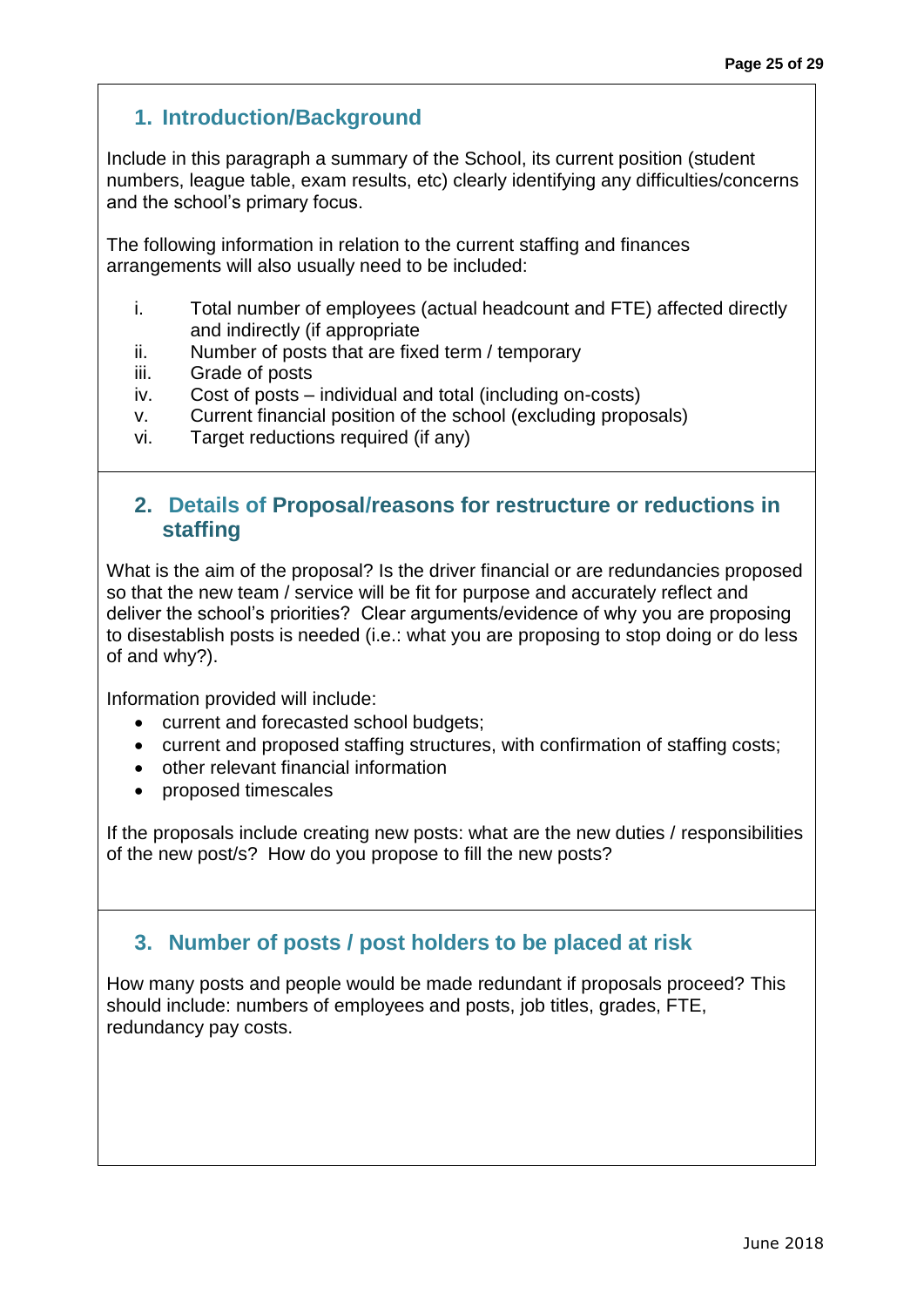## 1. Introduction/Background

Include in this paragraph a summary of the School, its current position (student numbers, league table, exam results, etc) clearly identifying any difficulties/concerns and the school's primary focus.

The following information in relation to the current staffing and finances arrangements will also usually need to be included:

i. Total number of employees (actual headcount and FTE) affected directly and indirectly (if appropriate
ii. Number of posts that are fixed term / temporary
iii. Grade of posts
iv. Cost of posts – individual and total (including on-costs)
v. Current financial position of the school (excluding proposals)
vi. Target reductions required (if any)

## 2. Details of Proposal/reasons for restructure or reductions in staffing

What is the aim of the proposal? Is the driver financial or are redundancies proposed so that the new team / service will be fit for purpose and accurately reflect and deliver the school's priorities? Clear arguments/evidence of why you are proposing to disestablish posts is needed (i.e.: what you are proposing to stop doing or do less of and why?).

Information provided will include:

- current and forecasted school budgets;
- current and proposed staffing structures, with confirmation of staffing costs;
- other relevant financial information
- proposed timescales

If the proposals include creating new posts: what are the new duties / responsibilities of the new post/s? How do you propose to fill the new posts?

## 3. Number of posts / post holders to be placed at risk

How many posts and people would be made redundant if proposals proceed? This should include: numbers of employees and posts, job titles, grades, FTE, redundancy pay costs.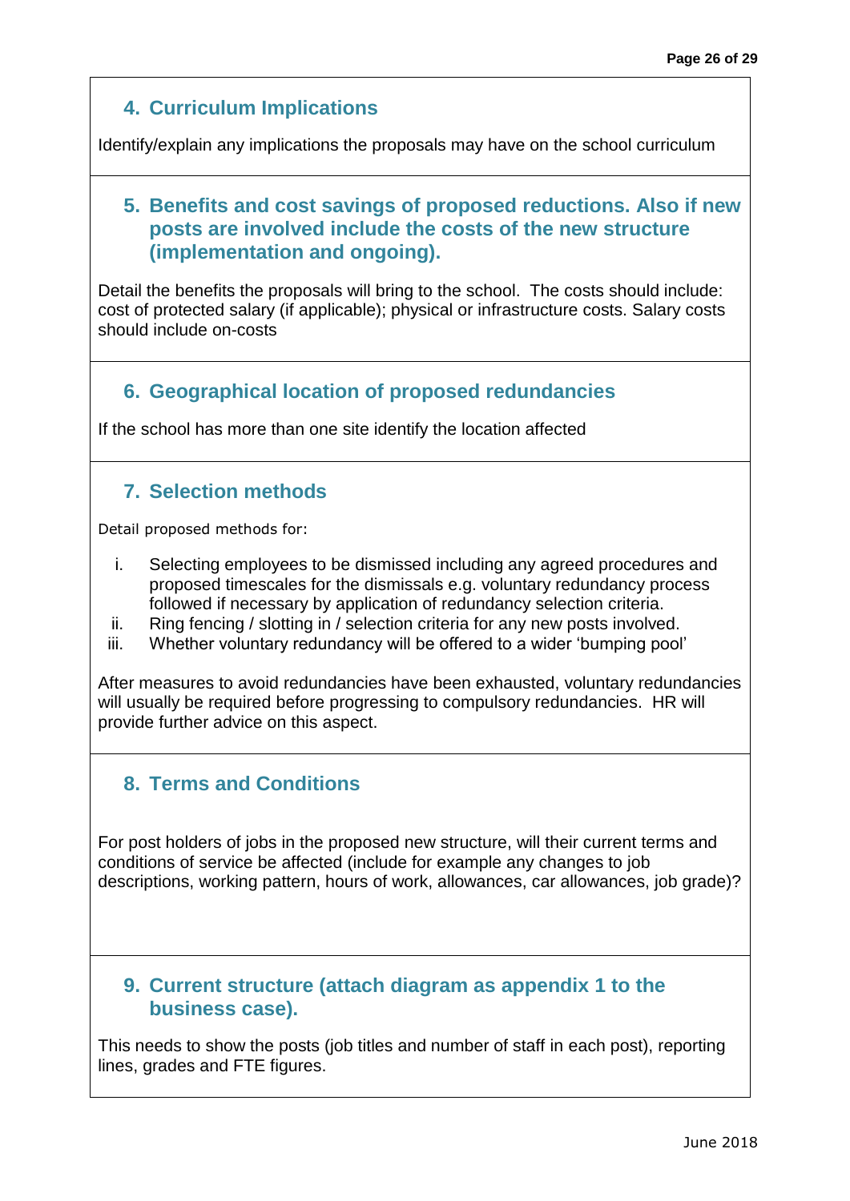## 4. Curriculum Implications

Identify/explain any implications the proposals may have on the school curriculum

## 5. Benefits and cost savings of proposed reductions. Also if new posts are involved include the costs of the new structure (implementation and ongoing).

Detail the benefits the proposals will bring to the school. The costs should include: cost of protected salary (if applicable); physical or infrastructure costs. Salary costs should include on-costs

## 6. Geographical location of proposed redundancies

If the school has more than one site identify the location affected

## 7. Selection methods

Detail proposed methods for:

i. Selecting employees to be dismissed including any agreed procedures and proposed timescales for the dismissals e.g. voluntary redundancy process followed if necessary by application of redundancy selection criteria.
ii. Ring fencing / slotting in / selection criteria for any new posts involved.
iii. Whether voluntary redundancy will be offered to a wider 'bumping pool'

After measures to avoid redundancies have been exhausted, voluntary redundancies will usually be required before progressing to compulsory redundancies. HR will provide further advice on this aspect.

## 8. Terms and Conditions

For post holders of jobs in the proposed new structure, will their current terms and conditions of service be affected (include for example any changes to job descriptions, working pattern, hours of work, allowances, car allowances, job grade)?

## 9. Current structure (attach diagram as appendix 1 to the business case).

This needs to show the posts (job titles and number of staff in each post), reporting lines, grades and FTE figures.

June 2018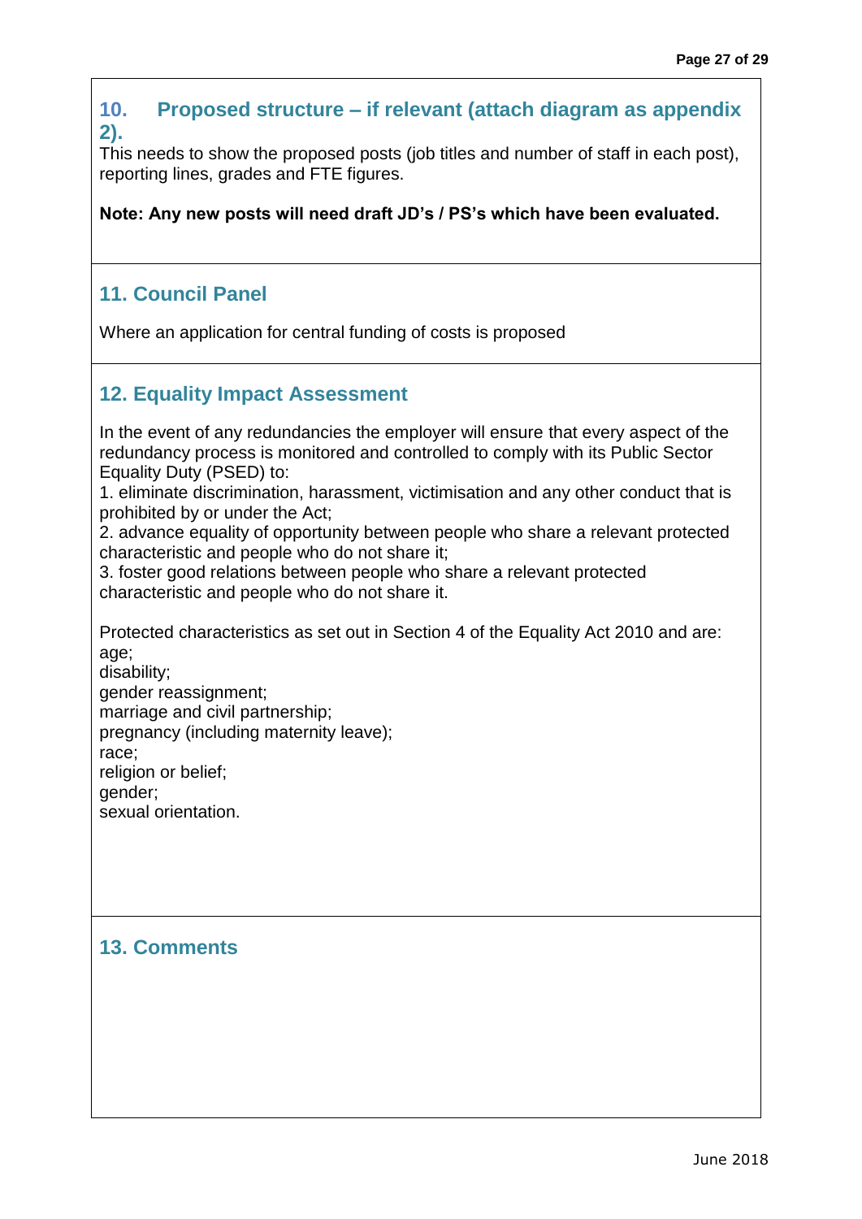## 10. Proposed structure – if relevant (attach diagram as appendix 2).

This needs to show the proposed posts (job titles and number of staff in each post), reporting lines, grades and FTE figures.

**Note: Any new posts will need draft JD's / PS's which have been evaluated.**

## 11. Council Panel

Where an application for central funding of costs is proposed

## 12. Equality Impact Assessment

In the event of any redundancies the employer will ensure that every aspect of the redundancy process is monitored and controlled to comply with its Public Sector Equality Duty (PSED) to:

1. eliminate discrimination, harassment, victimisation and any other conduct that is prohibited by or under the Act;
2. advance equality of opportunity between people who share a relevant protected characteristic and people who do not share it;
3. foster good relations between people who share a relevant protected characteristic and people who do not share it.

Protected characteristics as set out in Section 4 of the Equality Act 2010 and are:
age;
disability;
gender reassignment;
marriage and civil partnership;
pregnancy (including maternity leave);
race;
religion or belief;
gender;
sexual orientation.

## 13. Comments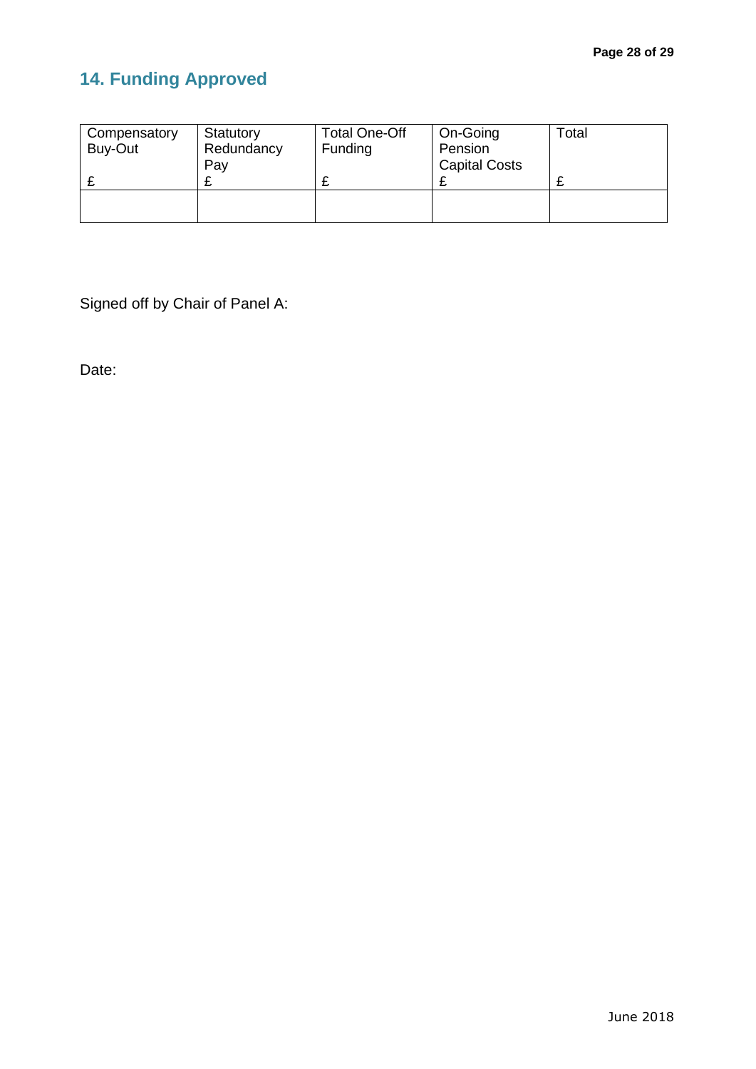## 14. Funding Approved

| Compensatory Buy-Out<br>£ | Statutory Redundancy Pay<br>£ | Total One-Off Funding<br>£ | On-Going Pension Capital Costs<br>£ | Total<br>£ |
|---|---|---|---|---|
| | | | | |

Signed off by Chair of Panel A:

Date: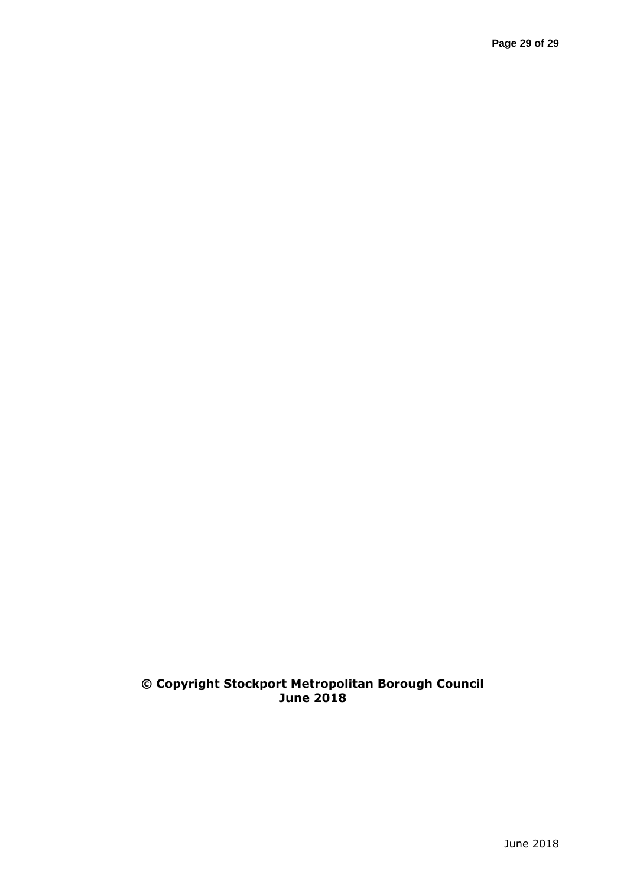**© Copyright Stockport Metropolitan Borough Council**
**June 2018**